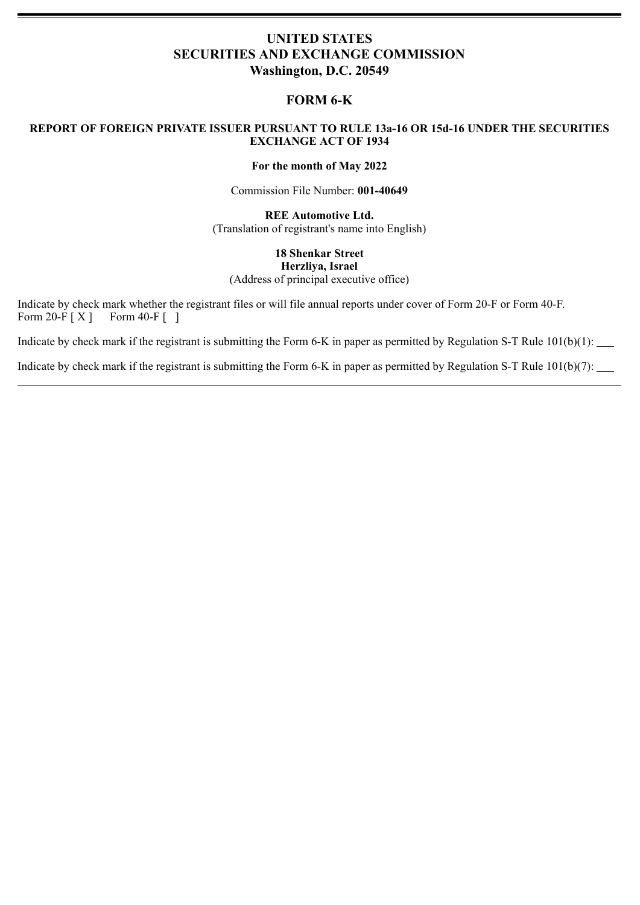# UNITED STATES
# SECURITIES AND EXCHANGE COMMISSION
# Washington, D.C. 20549

## FORM 6-K

**REPORT OF FOREIGN PRIVATE ISSUER PURSUANT TO RULE 13a-16 OR 15d-16 UNDER THE SECURITIES EXCHANGE ACT OF 1934**

**For the month of May 2022**

Commission File Number: **001-40649**

**REE Automotive Ltd.**
(Translation of registrant's name into English)

**18 Shenkar Street**
**Herzliya, Israel**
(Address of principal executive office)

Indicate by check mark whether the registrant files or will file annual reports under cover of Form 20-F or Form 40-F.
Form 20-F [ X ]     Form 40-F [  ]

Indicate by check mark if the registrant is submitting the Form 6-K in paper as permitted by Regulation S-T Rule 101(b)(1): ___

Indicate by check mark if the registrant is submitting the Form 6-K in paper as permitted by Regulation S-T Rule 101(b)(7): ___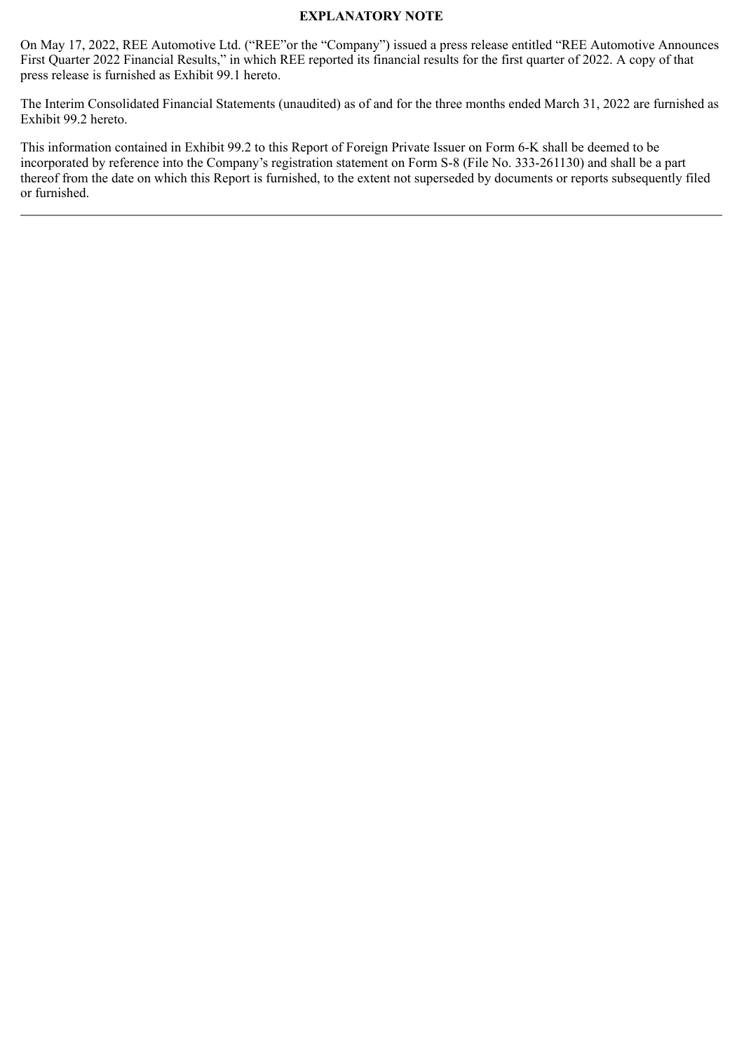**EXPLANATORY NOTE**

On May 17, 2022, REE Automotive Ltd. ("REE"or the "Company") issued a press release entitled "REE Automotive Announces First Quarter 2022 Financial Results," in which REE reported its financial results for the first quarter of 2022. A copy of that press release is furnished as Exhibit 99.1 hereto.

The Interim Consolidated Financial Statements (unaudited) as of and for the three months ended March 31, 2022 are furnished as Exhibit 99.2 hereto.

This information contained in Exhibit 99.2 to this Report of Foreign Private Issuer on Form 6-K shall be deemed to be incorporated by reference into the Company's registration statement on Form S-8 (File No. 333-261130) and shall be a part thereof from the date on which this Report is furnished, to the extent not superseded by documents or reports subsequently filed or furnished.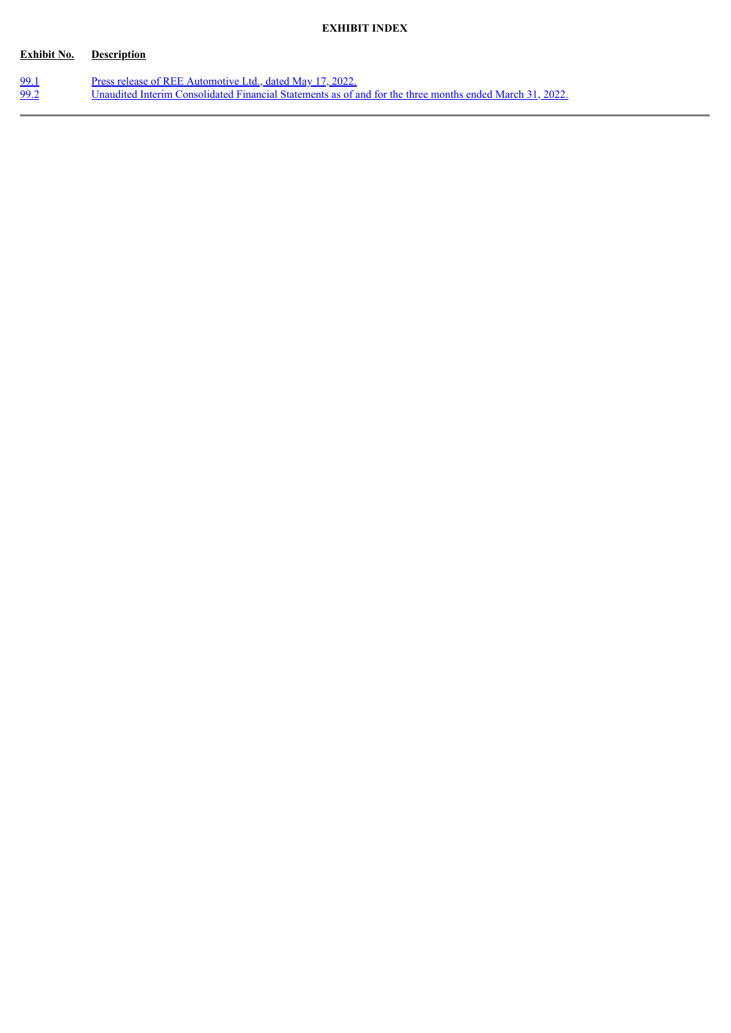**EXHIBIT INDEX**

| Exhibit No. | Description |
| --- | --- |
| 99.1 | Press release of REE Automotive Ltd., dated May 17, 2022. |
| 99.2 | Unaudited Interim Consolidated Financial Statements as of and for the three months ended March 31, 2022. |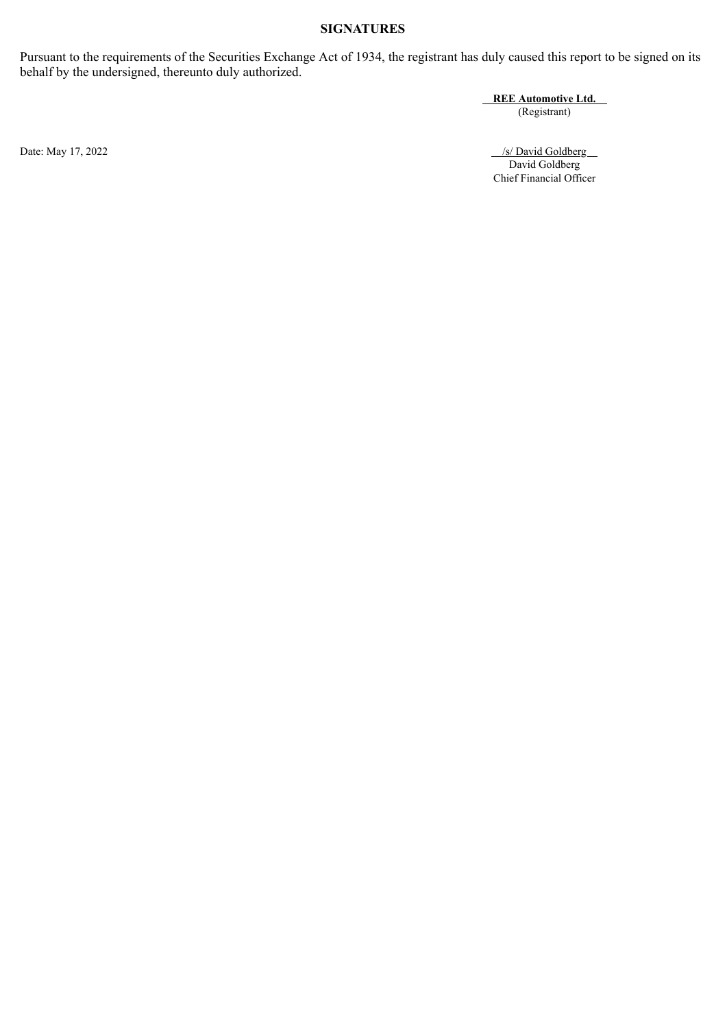## SIGNATURES

Pursuant to the requirements of the Securities Exchange Act of 1934, the registrant has duly caused this report to be signed on its behalf by the undersigned, thereunto duly authorized.

**REE Automotive Ltd.**
(Registrant)

Date: May 17, 2022

/s/ David Goldberg
David Goldberg
Chief Financial Officer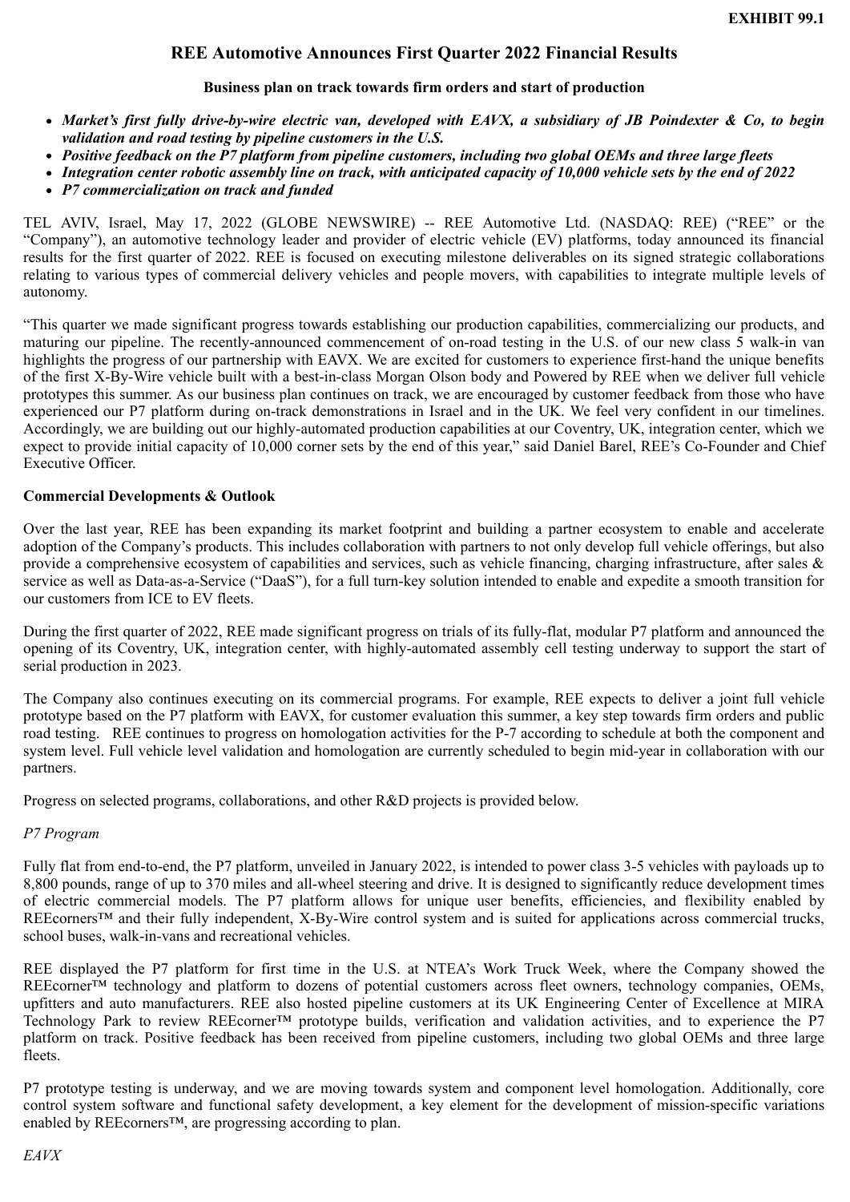**EXHIBIT 99.1**

# REE Automotive Announces First Quarter 2022 Financial Results

**Business plan on track towards firm orders and start of production**

- ***Market's first fully drive-by-wire electric van, developed with EAVX, a subsidiary of JB Poindexter & Co, to begin validation and road testing by pipeline customers in the U.S.***
- ***Positive feedback on the P7 platform from pipeline customers, including two global OEMs and three large fleets***
- ***Integration center robotic assembly line on track, with anticipated capacity of 10,000 vehicle sets by the end of 2022***
- ***P7 commercialization on track and funded***

TEL AVIV, Israel, May 17, 2022 (GLOBE NEWSWIRE) -- REE Automotive Ltd. (NASDAQ: REE) ("REE" or the "Company"), an automotive technology leader and provider of electric vehicle (EV) platforms, today announced its financial results for the first quarter of 2022. REE is focused on executing milestone deliverables on its signed strategic collaborations relating to various types of commercial delivery vehicles and people movers, with capabilities to integrate multiple levels of autonomy.

"This quarter we made significant progress towards establishing our production capabilities, commercializing our products, and maturing our pipeline. The recently-announced commencement of on-road testing in the U.S. of our new class 5 walk-in van highlights the progress of our partnership with EAVX. We are excited for customers to experience first-hand the unique benefits of the first X-By-Wire vehicle built with a best-in-class Morgan Olson body and Powered by REE when we deliver full vehicle prototypes this summer. As our business plan continues on track, we are encouraged by customer feedback from those who have experienced our P7 platform during on-track demonstrations in Israel and in the UK. We feel very confident in our timelines. Accordingly, we are building out our highly-automated production capabilities at our Coventry, UK, integration center, which we expect to provide initial capacity of 10,000 corner sets by the end of this year," said Daniel Barel, REE's Co-Founder and Chief Executive Officer.

**Commercial Developments & Outlook**

Over the last year, REE has been expanding its market footprint and building a partner ecosystem to enable and accelerate adoption of the Company's products. This includes collaboration with partners to not only develop full vehicle offerings, but also provide a comprehensive ecosystem of capabilities and services, such as vehicle financing, charging infrastructure, after sales & service as well as Data-as-a-Service ("DaaS"), for a full turn-key solution intended to enable and expedite a smooth transition for our customers from ICE to EV fleets.

During the first quarter of 2022, REE made significant progress on trials of its fully-flat, modular P7 platform and announced the opening of its Coventry, UK, integration center, with highly-automated assembly cell testing underway to support the start of serial production in 2023.

The Company also continues executing on its commercial programs. For example, REE expects to deliver a joint full vehicle prototype based on the P7 platform with EAVX, for customer evaluation this summer, a key step towards firm orders and public road testing. REE continues to progress on homologation activities for the P-7 according to schedule at both the component and system level. Full vehicle level validation and homologation are currently scheduled to begin mid-year in collaboration with our partners.

Progress on selected programs, collaborations, and other R&D projects is provided below.

*P7 Program*

Fully flat from end-to-end, the P7 platform, unveiled in January 2022, is intended to power class 3-5 vehicles with payloads up to 8,800 pounds, range of up to 370 miles and all-wheel steering and drive. It is designed to significantly reduce development times of electric commercial models. The P7 platform allows for unique user benefits, efficiencies, and flexibility enabled by REEcorners™ and their fully independent, X-By-Wire control system and is suited for applications across commercial trucks, school buses, walk-in-vans and recreational vehicles.

REE displayed the P7 platform for first time in the U.S. at NTEA's Work Truck Week, where the Company showed the REEcorner™ technology and platform to dozens of potential customers across fleet owners, technology companies, OEMs, upfitters and auto manufacturers. REE also hosted pipeline customers at its UK Engineering Center of Excellence at MIRA Technology Park to review REEcorner™ prototype builds, verification and validation activities, and to experience the P7 platform on track. Positive feedback has been received from pipeline customers, including two global OEMs and three large fleets.

P7 prototype testing is underway, and we are moving towards system and component level homologation. Additionally, core control system software and functional safety development, a key element for the development of mission-specific variations enabled by REEcorners™, are progressing according to plan.

*EAVX*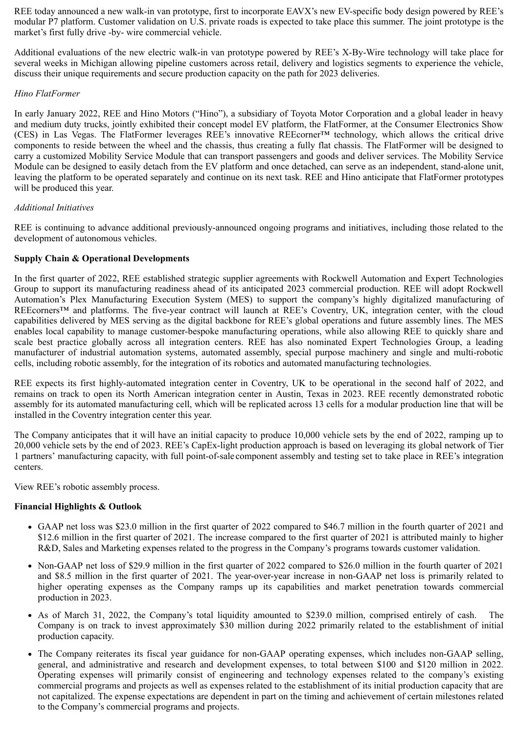REE today announced a new walk-in van prototype, first to incorporate EAVX's new EV-specific body design powered by REE's modular P7 platform. Customer validation on U.S. private roads is expected to take place this summer. The joint prototype is the market's first fully drive -by- wire commercial vehicle.

Additional evaluations of the new electric walk-in van prototype powered by REE's X-By-Wire technology will take place for several weeks in Michigan allowing pipeline customers across retail, delivery and logistics segments to experience the vehicle, discuss their unique requirements and secure production capacity on the path for 2023 deliveries.

*Hino FlatFormer*

In early January 2022, REE and Hino Motors ("Hino"), a subsidiary of Toyota Motor Corporation and a global leader in heavy and medium duty trucks, jointly exhibited their concept model EV platform, the FlatFormer, at the Consumer Electronics Show (CES) in Las Vegas. The FlatFormer leverages REE's innovative REEcorner™ technology, which allows the critical drive components to reside between the wheel and the chassis, thus creating a fully flat chassis. The FlatFormer will be designed to carry a customized Mobility Service Module that can transport passengers and goods and deliver services. The Mobility Service Module can be designed to easily detach from the EV platform and once detached, can serve as an independent, stand-alone unit, leaving the platform to be operated separately and continue on its next task. REE and Hino anticipate that FlatFormer prototypes will be produced this year.

*Additional Initiatives*

REE is continuing to advance additional previously-announced ongoing programs and initiatives, including those related to the development of autonomous vehicles.

**Supply Chain & Operational Developments**

In the first quarter of 2022, REE established strategic supplier agreements with Rockwell Automation and Expert Technologies Group to support its manufacturing readiness ahead of its anticipated 2023 commercial production. REE will adopt Rockwell Automation's Plex Manufacturing Execution System (MES) to support the company's highly digitalized manufacturing of REEcorners™ and platforms. The five-year contract will launch at REE's Coventry, UK, integration center, with the cloud capabilities delivered by MES serving as the digital backbone for REE's global operations and future assembly lines. The MES enables local capability to manage customer-bespoke manufacturing operations, while also allowing REE to quickly share and scale best practice globally across all integration centers. REE has also nominated Expert Technologies Group, a leading manufacturer of industrial automation systems, automated assembly, special purpose machinery and single and multi-robotic cells, including robotic assembly, for the integration of its robotics and automated manufacturing technologies.

REE expects its first highly-automated integration center in Coventry, UK to be operational in the second half of 2022, and remains on track to open its North American integration center in Austin, Texas in 2023. REE recently demonstrated robotic assembly for its automated manufacturing cell, which will be replicated across 13 cells for a modular production line that will be installed in the Coventry integration center this year.

The Company anticipates that it will have an initial capacity to produce 10,000 vehicle sets by the end of 2022, ramping up to 20,000 vehicle sets by the end of 2023. REE's CapEx-light production approach is based on leveraging its global network of Tier 1 partners' manufacturing capacity, with full point-of-sale component assembly and testing set to take place in REE's integration centers.

View REE's robotic assembly process.

**Financial Highlights & Outlook**

- GAAP net loss was $23.0 million in the first quarter of 2022 compared to $46.7 million in the fourth quarter of 2021 and $12.6 million in the first quarter of 2021. The increase compared to the first quarter of 2021 is attributed mainly to higher R&D, Sales and Marketing expenses related to the progress in the Company's programs towards customer validation.
- Non-GAAP net loss of $29.9 million in the first quarter of 2022 compared to $26.0 million in the fourth quarter of 2021 and $8.5 million in the first quarter of 2021. The year-over-year increase in non-GAAP net loss is primarily related to higher operating expenses as the Company ramps up its capabilities and market penetration towards commercial production in 2023.
- As of March 31, 2022, the Company's total liquidity amounted to $239.0 million, comprised entirely of cash. The Company is on track to invest approximately $30 million during 2022 primarily related to the establishment of initial production capacity.
- The Company reiterates its fiscal year guidance for non-GAAP operating expenses, which includes non-GAAP selling, general, and administrative and research and development expenses, to total between $100 and $120 million in 2022. Operating expenses will primarily consist of engineering and technology expenses related to the company's existing commercial programs and projects as well as expenses related to the establishment of its initial production capacity that are not capitalized. The expense expectations are dependent in part on the timing and achievement of certain milestones related to the Company's commercial programs and projects.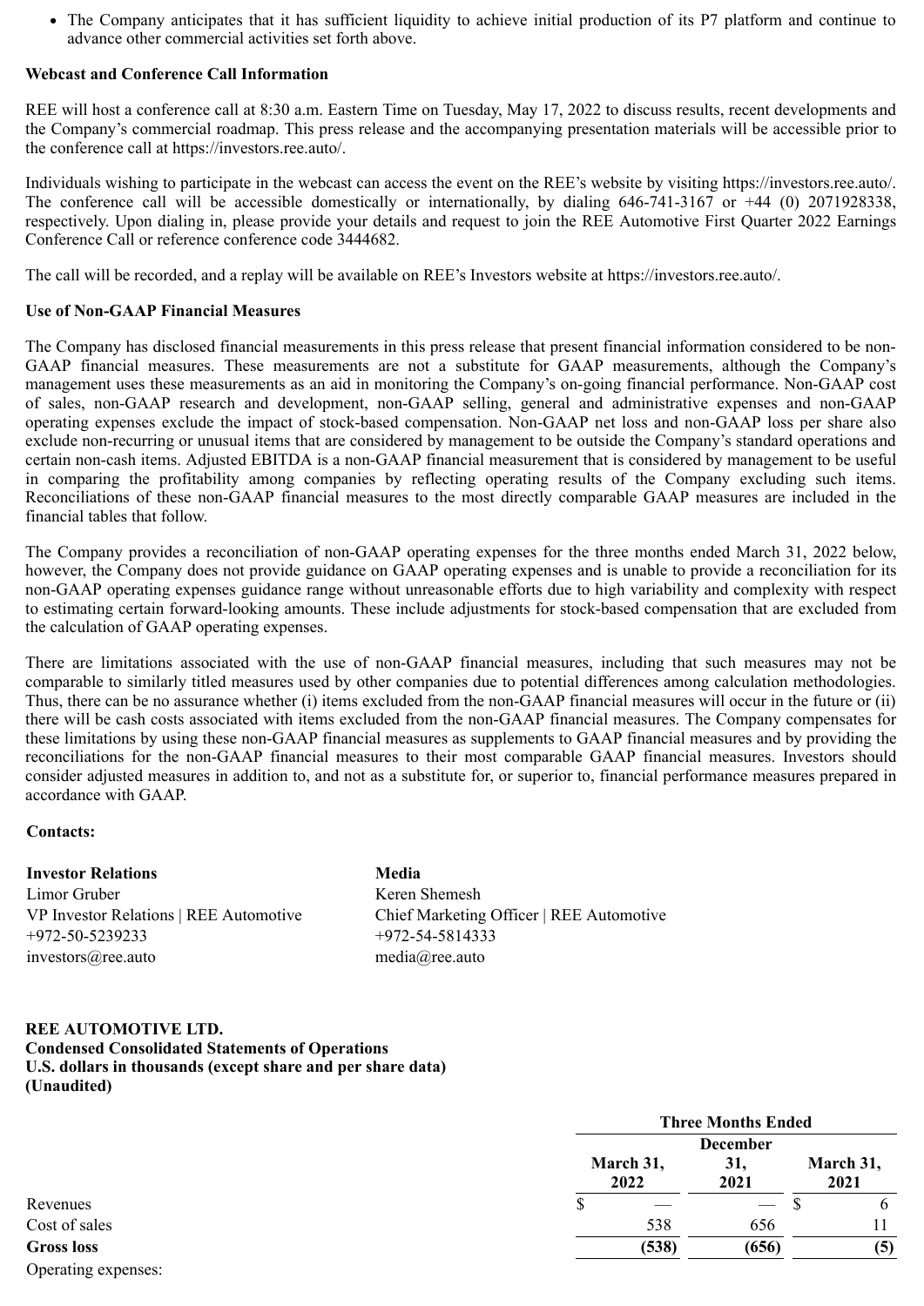- The Company anticipates that it has sufficient liquidity to achieve initial production of its P7 platform and continue to advance other commercial activities set forth above.

**Webcast and Conference Call Information**

REE will host a conference call at 8:30 a.m. Eastern Time on Tuesday, May 17, 2022 to discuss results, recent developments and the Company's commercial roadmap. This press release and the accompanying presentation materials will be accessible prior to the conference call at https://investors.ree.auto/.

Individuals wishing to participate in the webcast can access the event on the REE's website by visiting https://investors.ree.auto/. The conference call will be accessible domestically or internationally, by dialing 646-741-3167 or +44 (0) 2071928338, respectively. Upon dialing in, please provide your details and request to join the REE Automotive First Quarter 2022 Earnings Conference Call or reference conference code 3444682.

The call will be recorded, and a replay will be available on REE's Investors website at https://investors.ree.auto/.

**Use of Non-GAAP Financial Measures**

The Company has disclosed financial measurements in this press release that present financial information considered to be non-GAAP financial measures. These measurements are not a substitute for GAAP measurements, although the Company's management uses these measurements as an aid in monitoring the Company's on-going financial performance. Non-GAAP cost of sales, non-GAAP research and development, non-GAAP selling, general and administrative expenses and non-GAAP operating expenses exclude the impact of stock-based compensation. Non-GAAP net loss and non-GAAP loss per share also exclude non-recurring or unusual items that are considered by management to be outside the Company's standard operations and certain non-cash items. Adjusted EBITDA is a non-GAAP financial measurement that is considered by management to be useful in comparing the profitability among companies by reflecting operating results of the Company excluding such items. Reconciliations of these non-GAAP financial measures to the most directly comparable GAAP measures are included in the financial tables that follow.

The Company provides a reconciliation of non-GAAP operating expenses for the three months ended March 31, 2022 below, however, the Company does not provide guidance on GAAP operating expenses and is unable to provide a reconciliation for its non-GAAP operating expenses guidance range without unreasonable efforts due to high variability and complexity with respect to estimating certain forward-looking amounts. These include adjustments for stock-based compensation that are excluded from the calculation of GAAP operating expenses.

There are limitations associated with the use of non-GAAP financial measures, including that such measures may not be comparable to similarly titled measures used by other companies due to potential differences among calculation methodologies. Thus, there can be no assurance whether (i) items excluded from the non-GAAP financial measures will occur in the future or (ii) there will be cash costs associated with items excluded from the non-GAAP financial measures. The Company compensates for these limitations by using these non-GAAP financial measures as supplements to GAAP financial measures and by providing the reconciliations for the non-GAAP financial measures to their most comparable GAAP financial measures. Investors should consider adjusted measures in addition to, and not as a substitute for, or superior to, financial performance measures prepared in accordance with GAAP.

**Contacts:**

| **Investor Relations** | **Media** |
|---|---|
| Limor Gruber | Keren Shemesh |
| VP Investor Relations \| REE Automotive | Chief Marketing Officer \| REE Automotive |
| +972-50-5239233 | +972-54-5814333 |
| investors@ree.auto | media@ree.auto |

**REE AUTOMOTIVE LTD.**
**Condensed Consolidated Statements of Operations**
**U.S. dollars in thousands (except share and per share data)**
**(Unaudited)**

| | Three Months Ended | | |
|---|---|---|---|
| | March 31, 2022 | December 31, 2021 | March 31, 2021 |
| Revenues | $ — | — | $ 6 |
| Cost of sales | 538 | 656 | 11 |
| **Gross loss** | **(538)** | **(656)** | **(5)** |
| Operating expenses: | | | |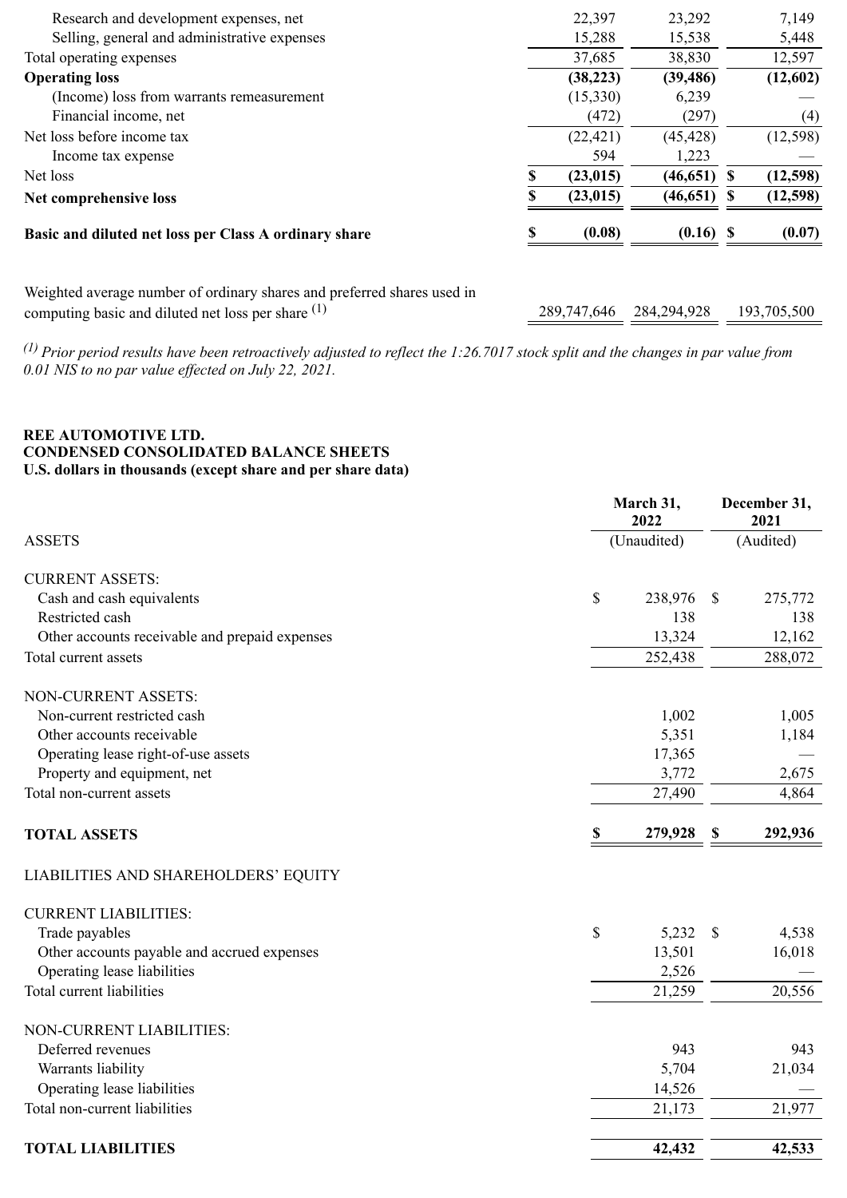| | | | |
|---|---|---|---|
| Research and development expenses, net | 22,397 | 23,292 | 7,149 |
| Selling, general and administrative expenses | 15,288 | 15,538 | 5,448 |
| Total operating expenses | 37,685 | 38,830 | 12,597 |
| **Operating loss** | **(38,223)** | **(39,486)** | **(12,602)** |
| (Income) loss from warrants remeasurement | (15,330) | 6,239 | — |
| Financial income, net | (472) | (297) | (4) |
| Net loss before income tax | (22,421) | (45,428) | (12,598) |
| Income tax expense | 594 | 1,223 | — |
| Net loss | $ **(23,015)** | **(46,651)** | $ **(12,598)** |
| **Net comprehensive loss** | $ **(23,015)** | **(46,651)** | $ **(12,598)** |
| **Basic and diluted net loss per Class A ordinary share** | $ **(0.08)** | **(0.16)** | $ **(0.07)** |
| Weighted average number of ordinary shares and preferred shares used in computing basic and diluted net loss per share [(1)] | 289,747,646 | 284,294,928 | 193,705,500 |

*[(1)] Prior period results have been retroactively adjusted to reflect the 1:26.7017 stock split and the changes in par value from 0.01 NIS to no par value effected on July 22, 2021.*

**REE AUTOMOTIVE LTD.**
**CONDENSED CONSOLIDATED BALANCE SHEETS**
**U.S. dollars in thousands (except share and per share data)**

| | March 31, 2022 | December 31, 2021 |
|---|---|---|
| ASSETS | (Unaudited) | (Audited) |
| CURRENT ASSETS: | | |
| Cash and cash equivalents | $ 238,976 | $ 275,772 |
| Restricted cash | 138 | 138 |
| Other accounts receivable and prepaid expenses | 13,324 | 12,162 |
| Total current assets | 252,438 | 288,072 |
| NON-CURRENT ASSETS: | | |
| Non-current restricted cash | 1,002 | 1,005 |
| Other accounts receivable | 5,351 | 1,184 |
| Operating lease right-of-use assets | 17,365 | — |
| Property and equipment, net | 3,772 | 2,675 |
| Total non-current assets | 27,490 | 4,864 |
| **TOTAL ASSETS** | **$ 279,928** | **$ 292,936** |
| LIABILITIES AND SHAREHOLDERS' EQUITY | | |
| CURRENT LIABILITIES: | | |
| Trade payables | $ 5,232 | $ 4,538 |
| Other accounts payable and accrued expenses | 13,501 | 16,018 |
| Operating lease liabilities | 2,526 | — |
| Total current liabilities | 21,259 | 20,556 |
| NON-CURRENT LIABILITIES: | | |
| Deferred revenues | 943 | 943 |
| Warrants liability | 5,704 | 21,034 |
| Operating lease liabilities | 14,526 | — |
| Total non-current liabilities | 21,173 | 21,977 |
| **TOTAL LIABILITIES** | **42,432** | **42,533** |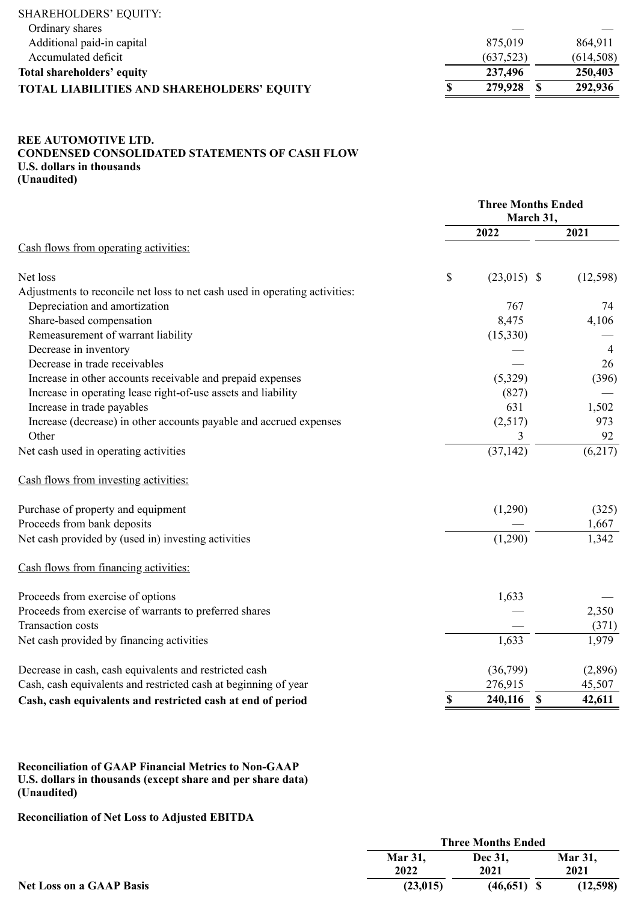| | | |
|---|---|---|
| SHAREHOLDERS' EQUITY: | | |
| Ordinary shares | — | — |
| Additional paid-in capital | 875,019 | 864,911 |
| Accumulated deficit | (637,523) | (614,508) |
| **Total shareholders' equity** | **237,496** | **250,403** |
| **TOTAL LIABILITIES AND SHAREHOLDERS' EQUITY** | **$ 279,928** | **$ 292,936** |

**REE AUTOMOTIVE LTD.**
**CONDENSED CONSOLIDATED STATEMENTS OF CASH FLOW**
**U.S. dollars in thousands**
**(Unaudited)**

| | Three Months Ended March 31, | |
|---|---|---|
| | **2022** | **2021** |
| Cash flows from operating activities: | | |
| Net loss | $ (23,015) | $ (12,598) |
| Adjustments to reconcile net loss to net cash used in operating activities: | | |
| Depreciation and amortization | 767 | 74 |
| Share-based compensation | 8,475 | 4,106 |
| Remeasurement of warrant liability | (15,330) | — |
| Decrease in inventory | — | 4 |
| Decrease in trade receivables | — | 26 |
| Increase in other accounts receivable and prepaid expenses | (5,329) | (396) |
| Increase in operating lease right-of-use assets and liability | (827) | — |
| Increase in trade payables | 631 | 1,502 |
| Increase (decrease) in other accounts payable and accrued expenses | (2,517) | 973 |
| Other | 3 | 92 |
| Net cash used in operating activities | (37,142) | (6,217) |
| Cash flows from investing activities: | | |
| Purchase of property and equipment | (1,290) | (325) |
| Proceeds from bank deposits | — | 1,667 |
| Net cash provided by (used in) investing activities | (1,290) | 1,342 |
| Cash flows from financing activities: | | |
| Proceeds from exercise of options | 1,633 | — |
| Proceeds from exercise of warrants to preferred shares | — | 2,350 |
| Transaction costs | — | (371) |
| Net cash provided by financing activities | 1,633 | 1,979 |
| Decrease in cash, cash equivalents and restricted cash | (36,799) | (2,896) |
| Cash, cash equivalents and restricted cash at beginning of year | 276,915 | 45,507 |
| **Cash, cash equivalents and restricted cash at end of period** | **$ 240,116** | **$ 42,611** |

**Reconciliation of GAAP Financial Metrics to Non-GAAP**
**U.S. dollars in thousands (except share and per share data)**
**(Unaudited)**

**Reconciliation of Net Loss to Adjusted EBITDA**

| | Three Months Ended | | |
|---|---|---|---|
| | **Mar 31, 2022** | **Dec 31, 2021** | **Mar 31, 2021** |
| **Net Loss on a GAAP Basis** | **(23,015)** | **(46,651)** | **$ (12,598)** |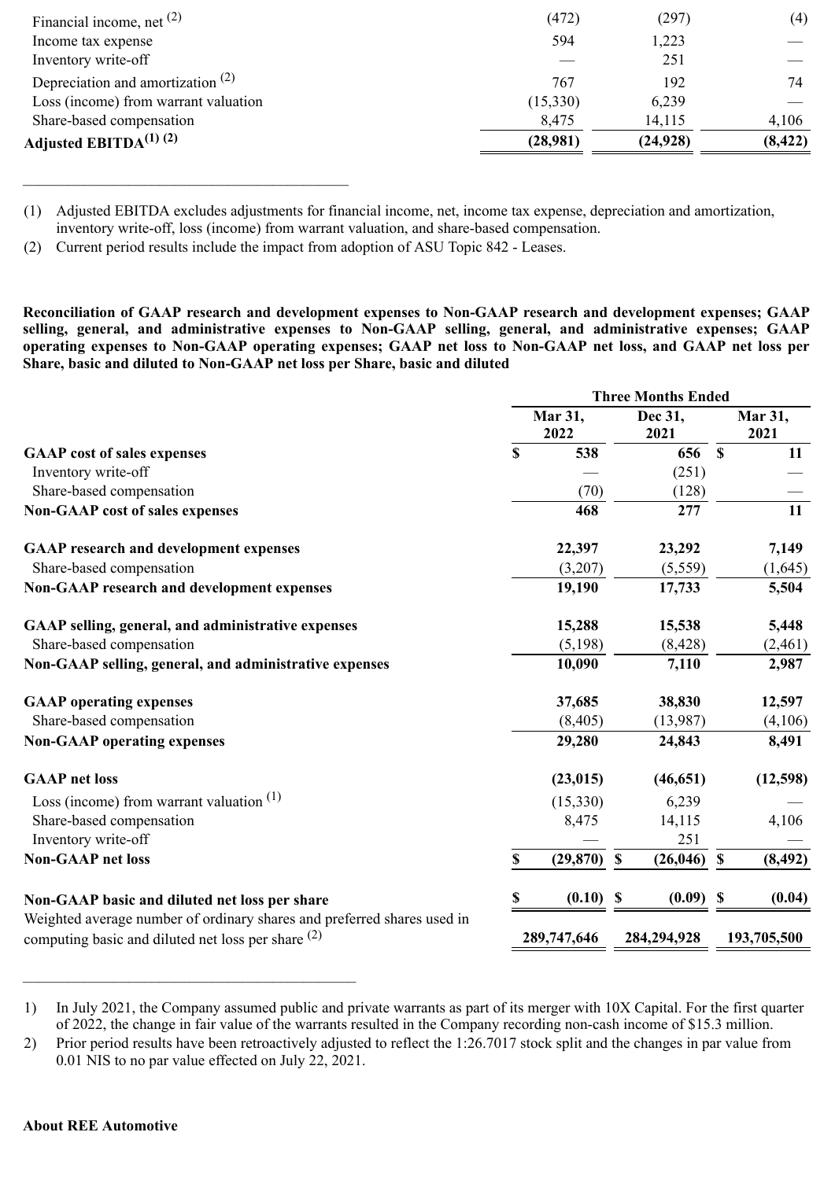| | | | |
|---|---|---|---|
| Financial income, net [2] | (472) | (297) | (4) |
| Income tax expense | 594 | 1,223 | — |
| Inventory write-off | — | 251 | — |
| Depreciation and amortization [2] | 767 | 192 | 74 |
| Loss (income) from warrant valuation | (15,330) | 6,239 | — |
| Share-based compensation | 8,475 | 14,115 | 4,106 |
| **Adjusted EBITDA[1] [2]** | **(28,981)** | **(24,928)** | **(8,422)** |

---

(1) Adjusted EBITDA excludes adjustments for financial income, net, income tax expense, depreciation and amortization, inventory write-off, loss (income) from warrant valuation, and share-based compensation.

(2) Current period results include the impact from adoption of ASU Topic 842 - Leases.

**Reconciliation of GAAP research and development expenses to Non-GAAP research and development expenses; GAAP selling, general, and administrative expenses to Non-GAAP selling, general, and administrative expenses; GAAP operating expenses to Non-GAAP operating expenses; GAAP net loss to Non-GAAP net loss, and GAAP net loss per Share, basic and diluted to Non-GAAP net loss per Share, basic and diluted**

| | Three Months Ended | | |
|---|---|---|---|
| | **Mar 31, 2022** | **Dec 31, 2021** | **Mar 31, 2021** |
| **GAAP cost of sales expenses** | $ 538 | 656 | $ 11 |
| Inventory write-off | — | (251) | — |
| Share-based compensation | (70) | (128) | — |
| **Non-GAAP cost of sales expenses** | **468** | **277** | **11** |
| | | | |
| **GAAP research and development expenses** | **22,397** | **23,292** | **7,149** |
| Share-based compensation | (3,207) | (5,559) | (1,645) |
| **Non-GAAP research and development expenses** | **19,190** | **17,733** | **5,504** |
| | | | |
| **GAAP selling, general, and administrative expenses** | **15,288** | **15,538** | **5,448** |
| Share-based compensation | (5,198) | (8,428) | (2,461) |
| **Non-GAAP selling, general, and administrative expenses** | **10,090** | **7,110** | **2,987** |
| | | | |
| **GAAP operating expenses** | **37,685** | **38,830** | **12,597** |
| Share-based compensation | (8,405) | (13,987) | (4,106) |
| **Non-GAAP operating expenses** | **29,280** | **24,843** | **8,491** |
| | | | |
| **GAAP net loss** | **(23,015)** | **(46,651)** | **(12,598)** |
| Loss (income) from warrant valuation [1] | (15,330) | 6,239 | — |
| Share-based compensation | 8,475 | 14,115 | 4,106 |
| Inventory write-off | — | 251 | — |
| **Non-GAAP net loss** | **$ (29,870)** | **$ (26,046)** | **$ (8,492)** |
| | | | |
| **Non-GAAP basic and diluted net loss per share** | **$ (0.10)** | **$ (0.09)** | **$ (0.04)** |
| Weighted average number of ordinary shares and preferred shares used in computing basic and diluted net loss per share [2] | **289,747,646** | **284,294,928** | **193,705,500** |

---

1) In July 2021, the Company assumed public and private warrants as part of its merger with 10X Capital. For the first quarter of 2022, the change in fair value of the warrants resulted in the Company recording non-cash income of $15.3 million.

2) Prior period results have been retroactively adjusted to reflect the 1:26.7017 stock split and the changes in par value from 0.01 NIS to no par value effected on July 22, 2021.

**About REE Automotive**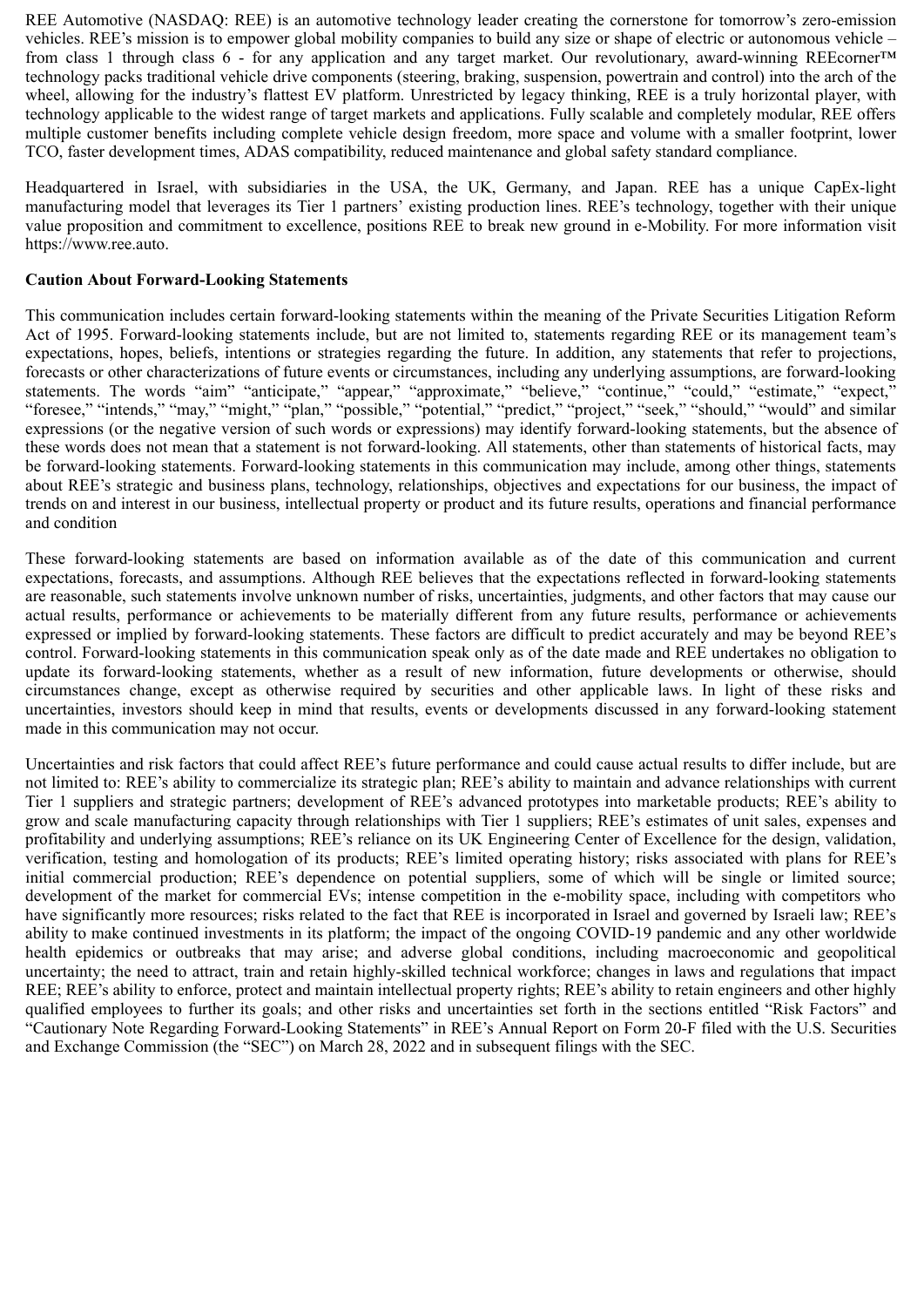REE Automotive (NASDAQ: REE) is an automotive technology leader creating the cornerstone for tomorrow's zero-emission vehicles. REE's mission is to empower global mobility companies to build any size or shape of electric or autonomous vehicle – from class 1 through class 6 - for any application and any target market. Our revolutionary, award-winning REEcorner™ technology packs traditional vehicle drive components (steering, braking, suspension, powertrain and control) into the arch of the wheel, allowing for the industry's flattest EV platform. Unrestricted by legacy thinking, REE is a truly horizontal player, with technology applicable to the widest range of target markets and applications. Fully scalable and completely modular, REE offers multiple customer benefits including complete vehicle design freedom, more space and volume with a smaller footprint, lower TCO, faster development times, ADAS compatibility, reduced maintenance and global safety standard compliance.

Headquartered in Israel, with subsidiaries in the USA, the UK, Germany, and Japan. REE has a unique CapEx-light manufacturing model that leverages its Tier 1 partners' existing production lines. REE's technology, together with their unique value proposition and commitment to excellence, positions REE to break new ground in e-Mobility. For more information visit https://www.ree.auto.

**Caution About Forward-Looking Statements**

This communication includes certain forward-looking statements within the meaning of the Private Securities Litigation Reform Act of 1995. Forward-looking statements include, but are not limited to, statements regarding REE or its management team's expectations, hopes, beliefs, intentions or strategies regarding the future. In addition, any statements that refer to projections, forecasts or other characterizations of future events or circumstances, including any underlying assumptions, are forward-looking statements. The words "aim" "anticipate," "appear," "approximate," "believe," "continue," "could," "estimate," "expect," "foresee," "intends," "may," "might," "plan," "possible," "potential," "predict," "project," "seek," "should," "would" and similar expressions (or the negative version of such words or expressions) may identify forward-looking statements, but the absence of these words does not mean that a statement is not forward-looking. All statements, other than statements of historical facts, may be forward-looking statements. Forward-looking statements in this communication may include, among other things, statements about REE's strategic and business plans, technology, relationships, objectives and expectations for our business, the impact of trends on and interest in our business, intellectual property or product and its future results, operations and financial performance and condition

These forward-looking statements are based on information available as of the date of this communication and current expectations, forecasts, and assumptions. Although REE believes that the expectations reflected in forward-looking statements are reasonable, such statements involve unknown number of risks, uncertainties, judgments, and other factors that may cause our actual results, performance or achievements to be materially different from any future results, performance or achievements expressed or implied by forward-looking statements. These factors are difficult to predict accurately and may be beyond REE's control. Forward-looking statements in this communication speak only as of the date made and REE undertakes no obligation to update its forward-looking statements, whether as a result of new information, future developments or otherwise, should circumstances change, except as otherwise required by securities and other applicable laws. In light of these risks and uncertainties, investors should keep in mind that results, events or developments discussed in any forward-looking statement made in this communication may not occur.

Uncertainties and risk factors that could affect REE's future performance and could cause actual results to differ include, but are not limited to: REE's ability to commercialize its strategic plan; REE's ability to maintain and advance relationships with current Tier 1 suppliers and strategic partners; development of REE's advanced prototypes into marketable products; REE's ability to grow and scale manufacturing capacity through relationships with Tier 1 suppliers; REE's estimates of unit sales, expenses and profitability and underlying assumptions; REE's reliance on its UK Engineering Center of Excellence for the design, validation, verification, testing and homologation of its products; REE's limited operating history; risks associated with plans for REE's initial commercial production; REE's dependence on potential suppliers, some of which will be single or limited source; development of the market for commercial EVs; intense competition in the e-mobility space, including with competitors who have significantly more resources; risks related to the fact that REE is incorporated in Israel and governed by Israeli law; REE's ability to make continued investments in its platform; the impact of the ongoing COVID-19 pandemic and any other worldwide health epidemics or outbreaks that may arise; and adverse global conditions, including macroeconomic and geopolitical uncertainty; the need to attract, train and retain highly-skilled technical workforce; changes in laws and regulations that impact REE; REE's ability to enforce, protect and maintain intellectual property rights; REE's ability to retain engineers and other highly qualified employees to further its goals; and other risks and uncertainties set forth in the sections entitled "Risk Factors" and "Cautionary Note Regarding Forward-Looking Statements" in REE's Annual Report on Form 20-F filed with the U.S. Securities and Exchange Commission (the "SEC") on March 28, 2022 and in subsequent filings with the SEC.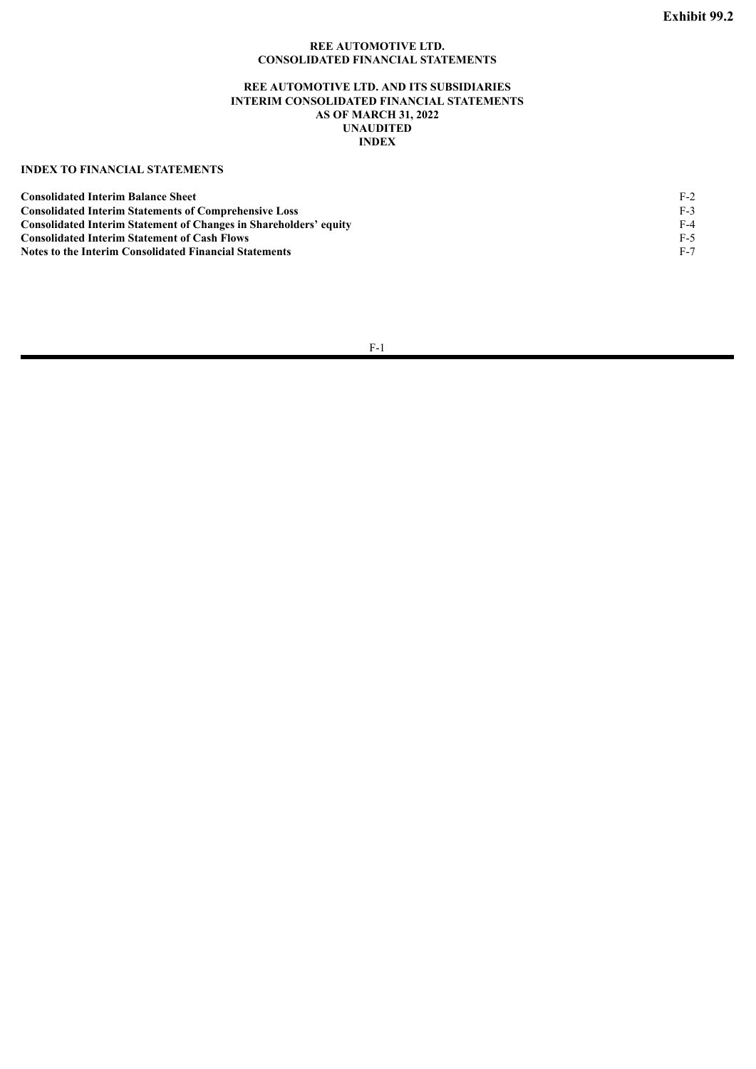**Exhibit 99.2**

**REE AUTOMOTIVE LTD.**
**CONSOLIDATED FINANCIAL STATEMENTS**

**REE AUTOMOTIVE LTD. AND ITS SUBSIDIARIES**
**INTERIM CONSOLIDATED FINANCIAL STATEMENTS**
**AS OF MARCH 31, 2022**
**UNAUDITED**
**INDEX**

## INDEX TO FINANCIAL STATEMENTS

| | |
|---|---|
| **Consolidated Interim Balance Sheet** | F-2 |
| **Consolidated Interim Statements of Comprehensive Loss** | F-3 |
| **Consolidated Interim Statement of Changes in Shareholders' equity** | F-4 |
| **Consolidated Interim Statement of Cash Flows** | F-5 |
| **Notes to the Interim Consolidated Financial Statements** | F-7 |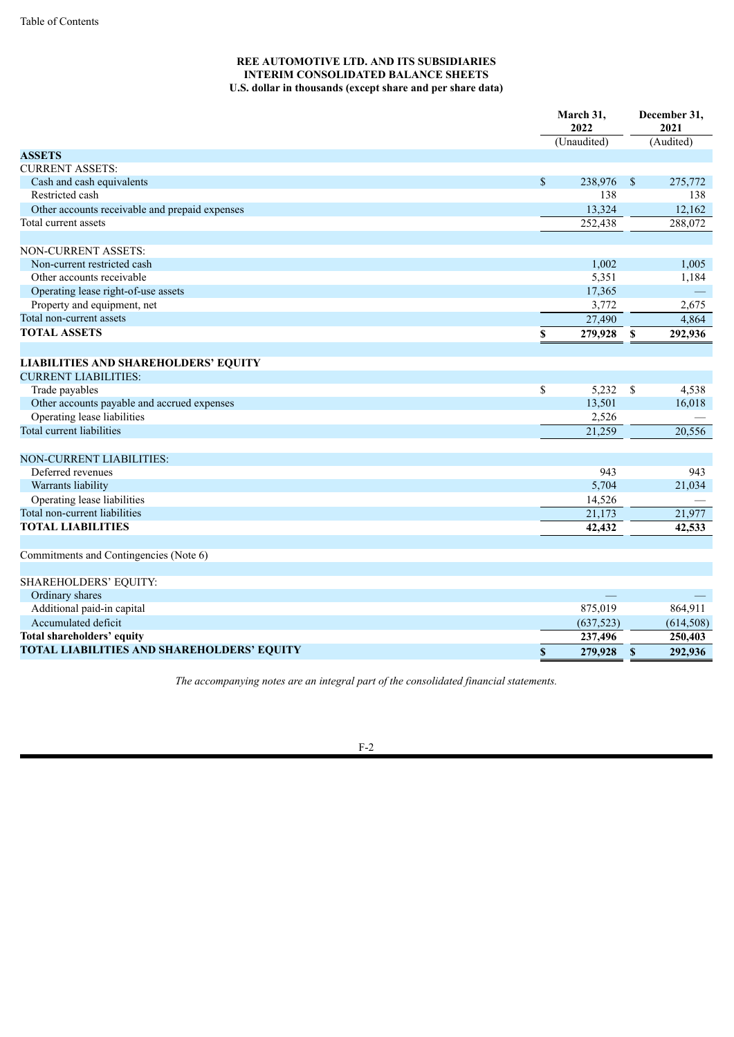Table of Contents

**REE AUTOMOTIVE LTD. AND ITS SUBSIDIARIES**
**INTERIM CONSOLIDATED BALANCE SHEETS**
**U.S. dollar in thousands (except share and per share data)**

| | March 31, 2022 | December 31, 2021 |
|---|---|---|
| | (Unaudited) | (Audited) |
| **ASSETS** | | |
| CURRENT ASSETS: | | |
| Cash and cash equivalents | $ 238,976 | $ 275,772 |
| Restricted cash | 138 | 138 |
| Other accounts receivable and prepaid expenses | 13,324 | 12,162 |
| Total current assets | 252,438 | 288,072 |
| | | |
| NON-CURRENT ASSETS: | | |
| Non-current restricted cash | 1,002 | 1,005 |
| Other accounts receivable | 5,351 | 1,184 |
| Operating lease right-of-use assets | 17,365 | — |
| Property and equipment, net | 3,772 | 2,675 |
| Total non-current assets | 27,490 | 4,864 |
| **TOTAL ASSETS** | **$ 279,928** | **$ 292,936** |
| | | |
| **LIABILITIES AND SHAREHOLDERS' EQUITY** | | |
| CURRENT LIABILITIES: | | |
| Trade payables | $ 5,232 | $ 4,538 |
| Other accounts payable and accrued expenses | 13,501 | 16,018 |
| Operating lease liabilities | 2,526 | — |
| Total current liabilities | 21,259 | 20,556 |
| | | |
| NON-CURRENT LIABILITIES: | | |
| Deferred revenues | 943 | 943 |
| Warrants liability | 5,704 | 21,034 |
| Operating lease liabilities | 14,526 | — |
| Total non-current liabilities | 21,173 | 21,977 |
| **TOTAL LIABILITIES** | **42,432** | **42,533** |
| | | |
| Commitments and Contingencies (Note 6) | | |
| | | |
| SHAREHOLDERS' EQUITY: | | |
| Ordinary shares | — | — |
| Additional paid-in capital | 875,019 | 864,911 |
| Accumulated deficit | (637,523) | (614,508) |
| **Total shareholders' equity** | **237,496** | **250,403** |
| **TOTAL LIABILITIES AND SHAREHOLDERS' EQUITY** | **$ 279,928** | **$ 292,936** |

*The accompanying notes are an integral part of the consolidated financial statements.*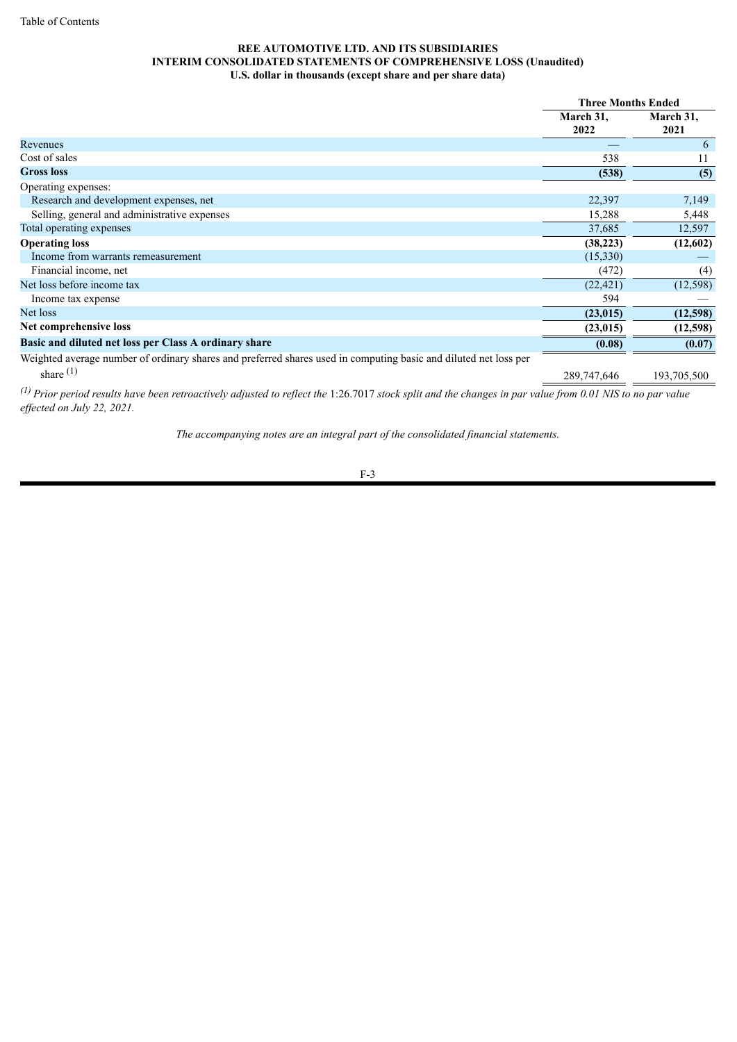Table of Contents

**REE AUTOMOTIVE LTD. AND ITS SUBSIDIARIES**
**INTERIM CONSOLIDATED STATEMENTS OF COMPREHENSIVE LOSS (Unaudited)**
**U.S. dollar in thousands (except share and per share data)**

| | Three Months Ended | |
|---|---|---|
| | **March 31, 2022** | **March 31, 2021** |
| Revenues | — | 6 |
| Cost of sales | 538 | 11 |
| **Gross loss** | **(538)** | **(5)** |
| Operating expenses: | | |
| Research and development expenses, net | 22,397 | 7,149 |
| Selling, general and administrative expenses | 15,288 | 5,448 |
| Total operating expenses | 37,685 | 12,597 |
| **Operating loss** | **(38,223)** | **(12,602)** |
| Income from warrants remeasurement | (15,330) | — |
| Financial income, net | (472) | (4) |
| Net loss before income tax | (22,421) | (12,598) |
| Income tax expense | 594 | — |
| Net loss | **(23,015)** | **(12,598)** |
| **Net comprehensive loss** | **(23,015)** | **(12,598)** |
| **Basic and diluted net loss per Class A ordinary share** | **(0.08)** | **(0.07)** |
| Weighted average number of ordinary shares and preferred shares used in computing basic and diluted net loss per share [(1)] | 289,747,646 | 193,705,500 |

[(1)] *Prior period results have been retroactively adjusted to reflect the* 1:26.7017 *stock split and the changes in par value from 0.01 NIS to no par value effected on July 22, 2021.*

*The accompanying notes are an integral part of the consolidated financial statements.*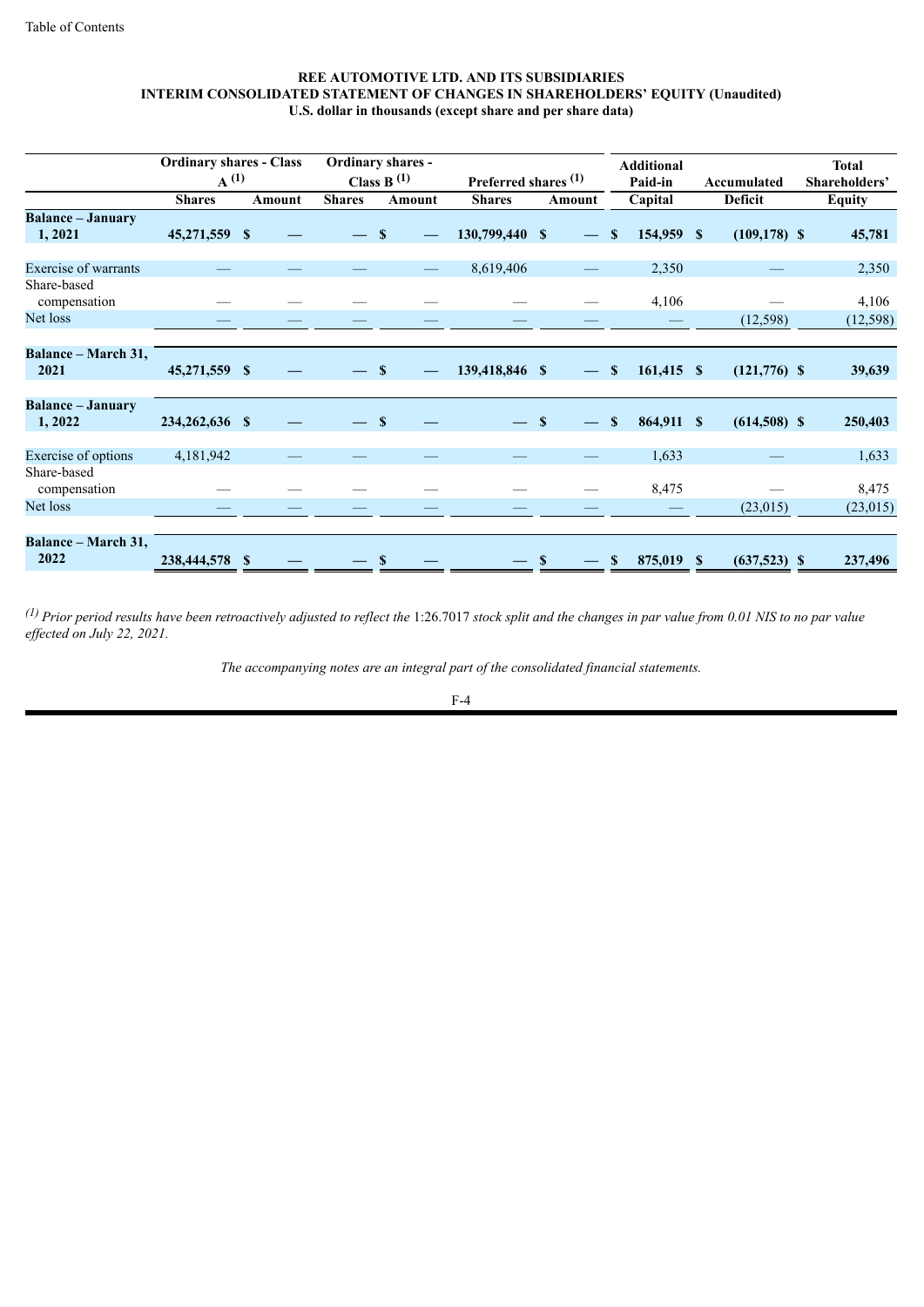**REE AUTOMOTIVE LTD. AND ITS SUBSIDIARIES**
**INTERIM CONSOLIDATED STATEMENT OF CHANGES IN SHAREHOLDERS' EQUITY (Unaudited)**
**U.S. dollar in thousands (except share and per share data)**

| | Ordinary shares - Class A [(1)] | | Ordinary shares - Class B [(1)] | | Preferred shares [(1)] | | Additional Paid-in | Accumulated | Total Shareholders' |
|---|---|---|---|---|---|---|---|---|---|
| | Shares | Amount | Shares | Amount | Shares | Amount | Capital | Deficit | Equity |
| **Balance – January 1, 2021** | **45,271,559** | **$ —** | **—** | **$ —** | **130,799,440** | **$ —** | **$ 154,959** | **$ (109,178)** | **$ 45,781** |
| Exercise of warrants | — | — | — | — | 8,619,406 | — | 2,350 | — | 2,350 |
| Share-based compensation | — | — | — | — | — | — | 4,106 | — | 4,106 |
| Net loss | — | — | — | — | — | — | — | (12,598) | (12,598) |
| **Balance – March 31, 2021** | **45,271,559** | **$ —** | **—** | **$ —** | **139,418,846** | **$ —** | **$ 161,415** | **$ (121,776)** | **$ 39,639** |
| **Balance – January 1, 2022** | **234,262,636** | **$ —** | **—** | **$ —** | **—** | **$ —** | **$ 864,911** | **$ (614,508)** | **$ 250,403** |
| Exercise of options | 4,181,942 | — | — | — | — | — | 1,633 | — | 1,633 |
| Share-based compensation | — | — | — | — | — | — | 8,475 | — | 8,475 |
| Net loss | — | — | — | — | — | — | — | (23,015) | (23,015) |
| **Balance – March 31, 2022** | **238,444,578** | **$ —** | **—** | **$ —** | **—** | **$ —** | **$ 875,019** | **$ (637,523)** | **$ 237,496** |

[(1)] *Prior period results have been retroactively adjusted to reflect the* 1:26.7017 *stock split and the changes in par value from 0.01 NIS to no par value effected on July 22, 2021.*

*The accompanying notes are an integral part of the consolidated financial statements.*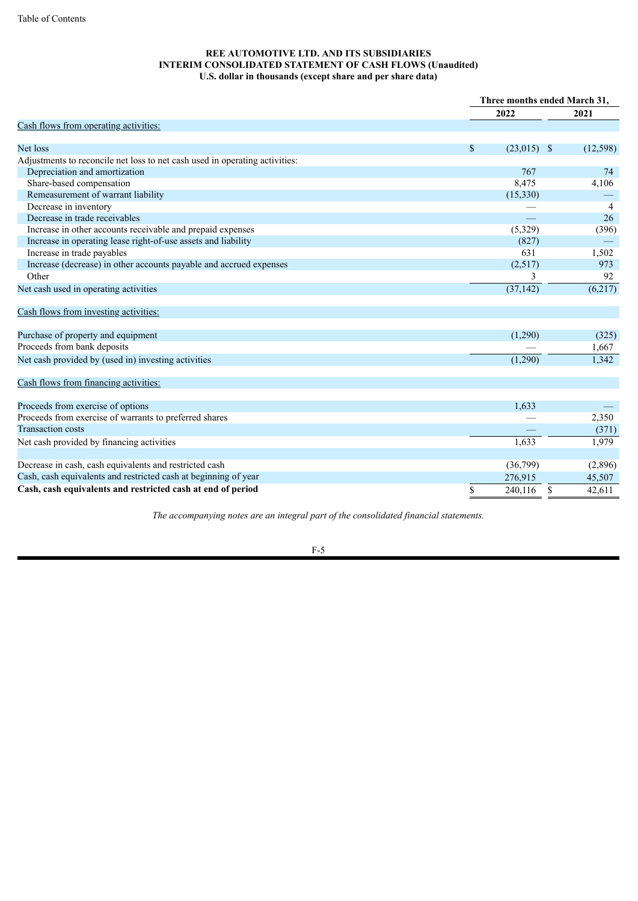**REE AUTOMOTIVE LTD. AND ITS SUBSIDIARIES**
**INTERIM CONSOLIDATED STATEMENT OF CASH FLOWS (Unaudited)**
**U.S. dollar in thousands (except share and per share data)**

| | Three months ended March 31, | |
|---|---|---|
| | **2022** | **2021** |
| Cash flows from operating activities: | | |
| Net loss | $ (23,015) | $ (12,598) |
| Adjustments to reconcile net loss to net cash used in operating activities: | | |
| Depreciation and amortization | 767 | 74 |
| Share-based compensation | 8,475 | 4,106 |
| Remeasurement of warrant liability | (15,330) | — |
| Decrease in inventory | — | 4 |
| Decrease in trade receivables | — | 26 |
| Increase in other accounts receivable and prepaid expenses | (5,329) | (396) |
| Increase in operating lease right-of-use assets and liability | (827) | — |
| Increase in trade payables | 631 | 1,502 |
| Increase (decrease) in other accounts payable and accrued expenses | (2,517) | 973 |
| Other | 3 | 92 |
| Net cash used in operating activities | (37,142) | (6,217) |
| Cash flows from investing activities: | | |
| Purchase of property and equipment | (1,290) | (325) |
| Proceeds from bank deposits | — | 1,667 |
| Net cash provided by (used in) investing activities | (1,290) | 1,342 |
| Cash flows from financing activities: | | |
| Proceeds from exercise of options | 1,633 | — |
| Proceeds from exercise of warrants to preferred shares | — | 2,350 |
| Transaction costs | — | (371) |
| Net cash provided by financing activities | 1,633 | 1,979 |
| Decrease in cash, cash equivalents and restricted cash | (36,799) | (2,896) |
| Cash, cash equivalents and restricted cash at beginning of year | 276,915 | 45,507 |
| **Cash, cash equivalents and restricted cash at end of period** | $ 240,116 | $ 42,611 |

*The accompanying notes are an integral part of the consolidated financial statements.*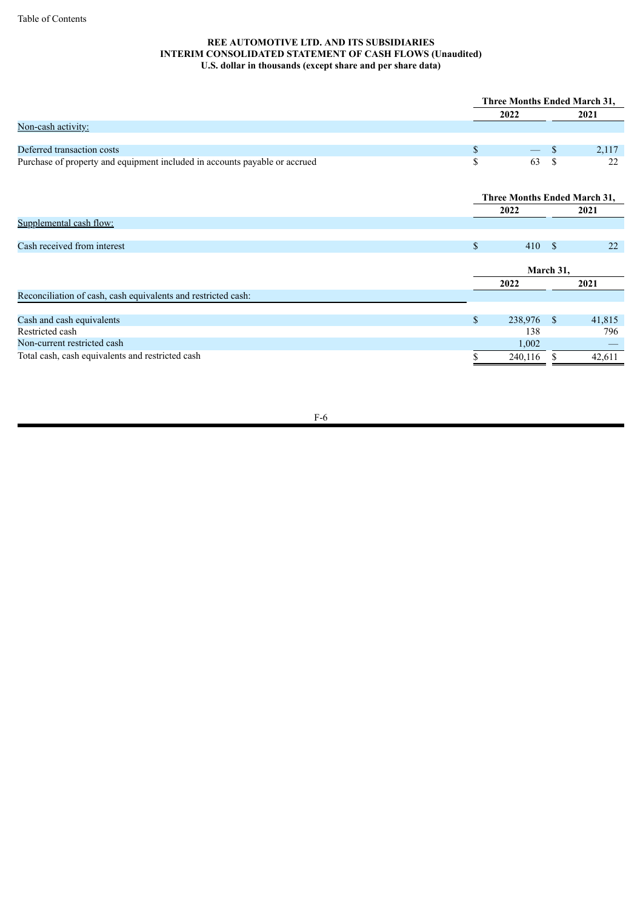**REE AUTOMOTIVE LTD. AND ITS SUBSIDIARIES**
**INTERIM CONSOLIDATED STATEMENT OF CASH FLOWS (Unaudited)**
**U.S. dollar in thousands (except share and per share data)**

| | Three Months Ended March 31, | |
|---|---|---|
| | 2022 | 2021 |
| Non-cash activity: | | |
| Deferred transaction costs | $ — | $ 2,117 |
| Purchase of property and equipment included in accounts payable or accrued | $ 63 | $ 22 |

| | Three Months Ended March 31, | |
|---|---|---|
| | 2022 | 2021 |
| Supplemental cash flow: | | |
| Cash received from interest | $ 410 | $ 22 |

| | March 31, | |
|---|---|---|
| | 2022 | 2021 |
| Reconciliation of cash, cash equivalents and restricted cash: | | |
| Cash and cash equivalents | $ 238,976 | $ 41,815 |
| Restricted cash | 138 | 796 |
| Non-current restricted cash | 1,002 | — |
| Total cash, cash equivalents and restricted cash | $ 240,116 | $ 42,611 |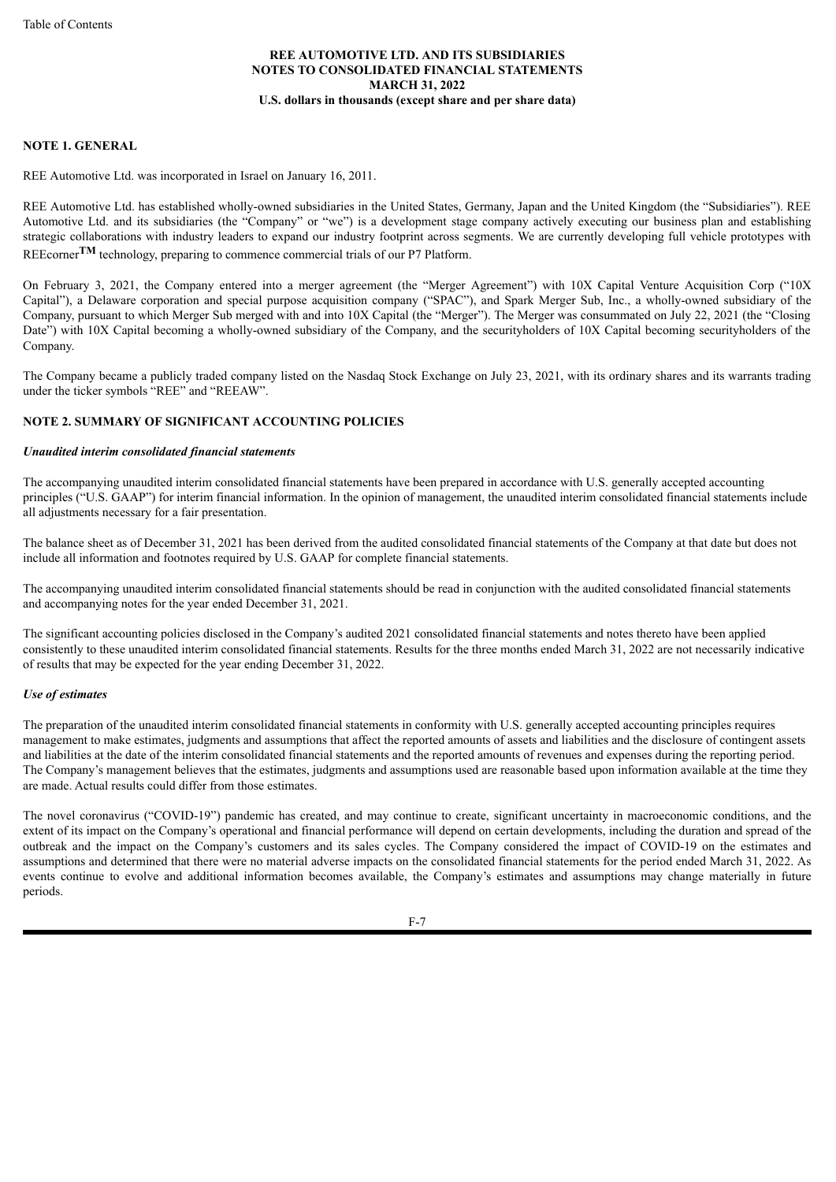**REE AUTOMOTIVE LTD. AND ITS SUBSIDIARIES**
**NOTES TO CONSOLIDATED FINANCIAL STATEMENTS**
**MARCH 31, 2022**
**U.S. dollars in thousands (except share and per share data)**

## NOTE 1. GENERAL

REE Automotive Ltd. was incorporated in Israel on January 16, 2011.

REE Automotive Ltd. has established wholly-owned subsidiaries in the United States, Germany, Japan and the United Kingdom (the "Subsidiaries"). REE Automotive Ltd. and its subsidiaries (the "Company" or "we") is a development stage company actively executing our business plan and establishing strategic collaborations with industry leaders to expand our industry footprint across segments. We are currently developing full vehicle prototypes with REEcorner™ technology, preparing to commence commercial trials of our P7 Platform.

On February 3, 2021, the Company entered into a merger agreement (the "Merger Agreement") with 10X Capital Venture Acquisition Corp ("10X Capital"), a Delaware corporation and special purpose acquisition company ("SPAC"), and Spark Merger Sub, Inc., a wholly-owned subsidiary of the Company, pursuant to which Merger Sub merged with and into 10X Capital (the "Merger"). The Merger was consummated on July 22, 2021 (the "Closing Date") with 10X Capital becoming a wholly-owned subsidiary of the Company, and the securityholders of 10X Capital becoming securityholders of the Company.

The Company became a publicly traded company listed on the Nasdaq Stock Exchange on July 23, 2021, with its ordinary shares and its warrants trading under the ticker symbols "REE" and "REEAW".

## NOTE 2. SUMMARY OF SIGNIFICANT ACCOUNTING POLICIES

### *Unaudited interim consolidated financial statements*

The accompanying unaudited interim consolidated financial statements have been prepared in accordance with U.S. generally accepted accounting principles ("U.S. GAAP") for interim financial information. In the opinion of management, the unaudited interim consolidated financial statements include all adjustments necessary for a fair presentation.

The balance sheet as of December 31, 2021 has been derived from the audited consolidated financial statements of the Company at that date but does not include all information and footnotes required by U.S. GAAP for complete financial statements.

The accompanying unaudited interim consolidated financial statements should be read in conjunction with the audited consolidated financial statements and accompanying notes for the year ended December 31, 2021.

The significant accounting policies disclosed in the Company's audited 2021 consolidated financial statements and notes thereto have been applied consistently to these unaudited interim consolidated financial statements. Results for the three months ended March 31, 2022 are not necessarily indicative of results that may be expected for the year ending December 31, 2022.

### *Use of estimates*

The preparation of the unaudited interim consolidated financial statements in conformity with U.S. generally accepted accounting principles requires management to make estimates, judgments and assumptions that affect the reported amounts of assets and liabilities and the disclosure of contingent assets and liabilities at the date of the interim consolidated financial statements and the reported amounts of revenues and expenses during the reporting period. The Company's management believes that the estimates, judgments and assumptions used are reasonable based upon information available at the time they are made. Actual results could differ from those estimates.

The novel coronavirus ("COVID-19") pandemic has created, and may continue to create, significant uncertainty in macroeconomic conditions, and the extent of its impact on the Company's operational and financial performance will depend on certain developments, including the duration and spread of the outbreak and the impact on the Company's customers and its sales cycles. The Company considered the impact of COVID-19 on the estimates and assumptions and determined that there were no material adverse impacts on the consolidated financial statements for the period ended March 31, 2022. As events continue to evolve and additional information becomes available, the Company's estimates and assumptions may change materially in future periods.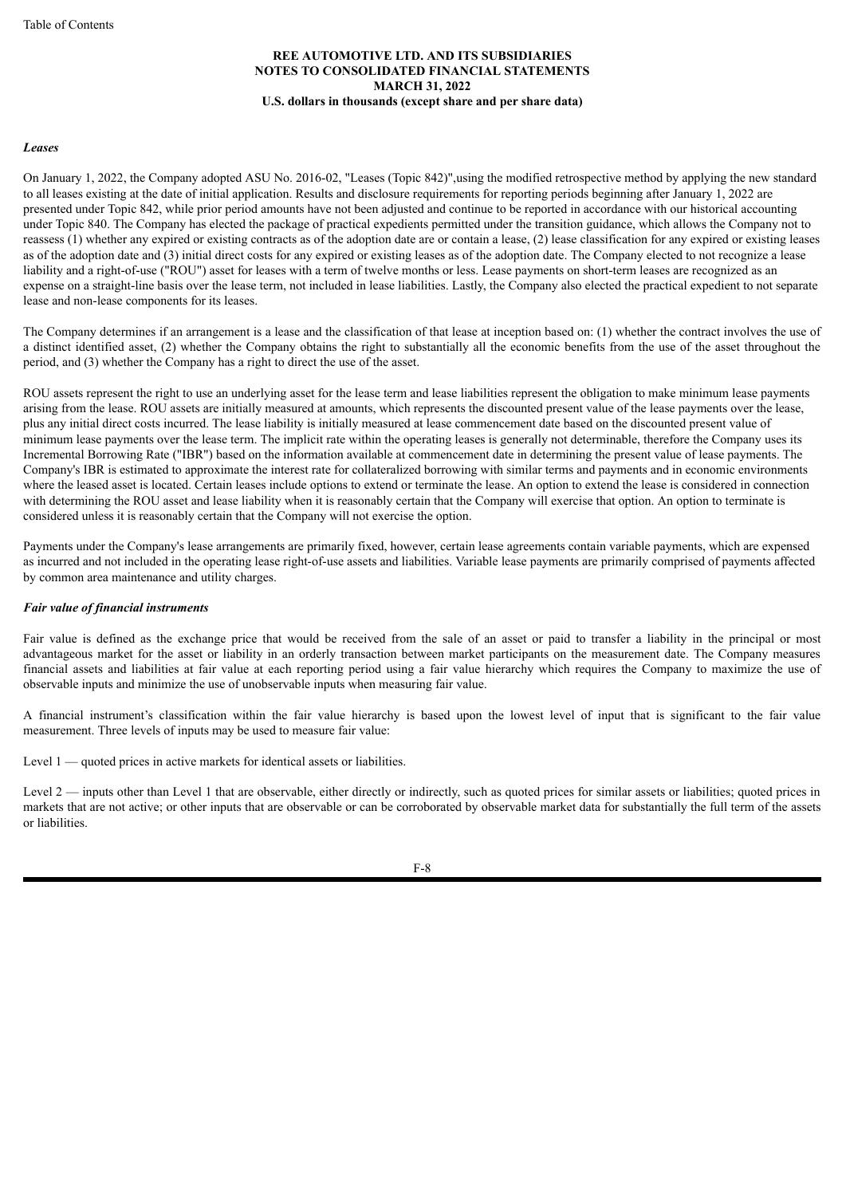*Leases*

On January 1, 2022, the Company adopted ASU No. 2016-02, "Leases (Topic 842)",using the modified retrospective method by applying the new standard to all leases existing at the date of initial application. Results and disclosure requirements for reporting periods beginning after January 1, 2022 are presented under Topic 842, while prior period amounts have not been adjusted and continue to be reported in accordance with our historical accounting under Topic 840. The Company has elected the package of practical expedients permitted under the transition guidance, which allows the Company not to reassess (1) whether any expired or existing contracts as of the adoption date are or contain a lease, (2) lease classification for any expired or existing leases as of the adoption date and (3) initial direct costs for any expired or existing leases as of the adoption date. The Company elected to not recognize a lease liability and a right-of-use ("ROU") asset for leases with a term of twelve months or less. Lease payments on short-term leases are recognized as an expense on a straight-line basis over the lease term, not included in lease liabilities. Lastly, the Company also elected the practical expedient to not separate lease and non-lease components for its leases.

The Company determines if an arrangement is a lease and the classification of that lease at inception based on: (1) whether the contract involves the use of a distinct identified asset, (2) whether the Company obtains the right to substantially all the economic benefits from the use of the asset throughout the period, and (3) whether the Company has a right to direct the use of the asset.

ROU assets represent the right to use an underlying asset for the lease term and lease liabilities represent the obligation to make minimum lease payments arising from the lease. ROU assets are initially measured at amounts, which represents the discounted present value of the lease payments over the lease, plus any initial direct costs incurred. The lease liability is initially measured at lease commencement date based on the discounted present value of minimum lease payments over the lease term. The implicit rate within the operating leases is generally not determinable, therefore the Company uses its Incremental Borrowing Rate ("IBR") based on the information available at commencement date in determining the present value of lease payments. The Company's IBR is estimated to approximate the interest rate for collateralized borrowing with similar terms and payments and in economic environments where the leased asset is located. Certain leases include options to extend or terminate the lease. An option to extend the lease is considered in connection with determining the ROU asset and lease liability when it is reasonably certain that the Company will exercise that option. An option to terminate is considered unless it is reasonably certain that the Company will not exercise the option.

Payments under the Company's lease arrangements are primarily fixed, however, certain lease agreements contain variable payments, which are expensed as incurred and not included in the operating lease right-of-use assets and liabilities. Variable lease payments are primarily comprised of payments affected by common area maintenance and utility charges.

***Fair value of financial instruments***

Fair value is defined as the exchange price that would be received from the sale of an asset or paid to transfer a liability in the principal or most advantageous market for the asset or liability in an orderly transaction between market participants on the measurement date. The Company measures financial assets and liabilities at fair value at each reporting period using a fair value hierarchy which requires the Company to maximize the use of observable inputs and minimize the use of unobservable inputs when measuring fair value.

A financial instrument's classification within the fair value hierarchy is based upon the lowest level of input that is significant to the fair value measurement. Three levels of inputs may be used to measure fair value:

Level 1 — quoted prices in active markets for identical assets or liabilities.

Level 2 — inputs other than Level 1 that are observable, either directly or indirectly, such as quoted prices for similar assets or liabilities; quoted prices in markets that are not active; or other inputs that are observable or can be corroborated by observable market data for substantially the full term of the assets or liabilities.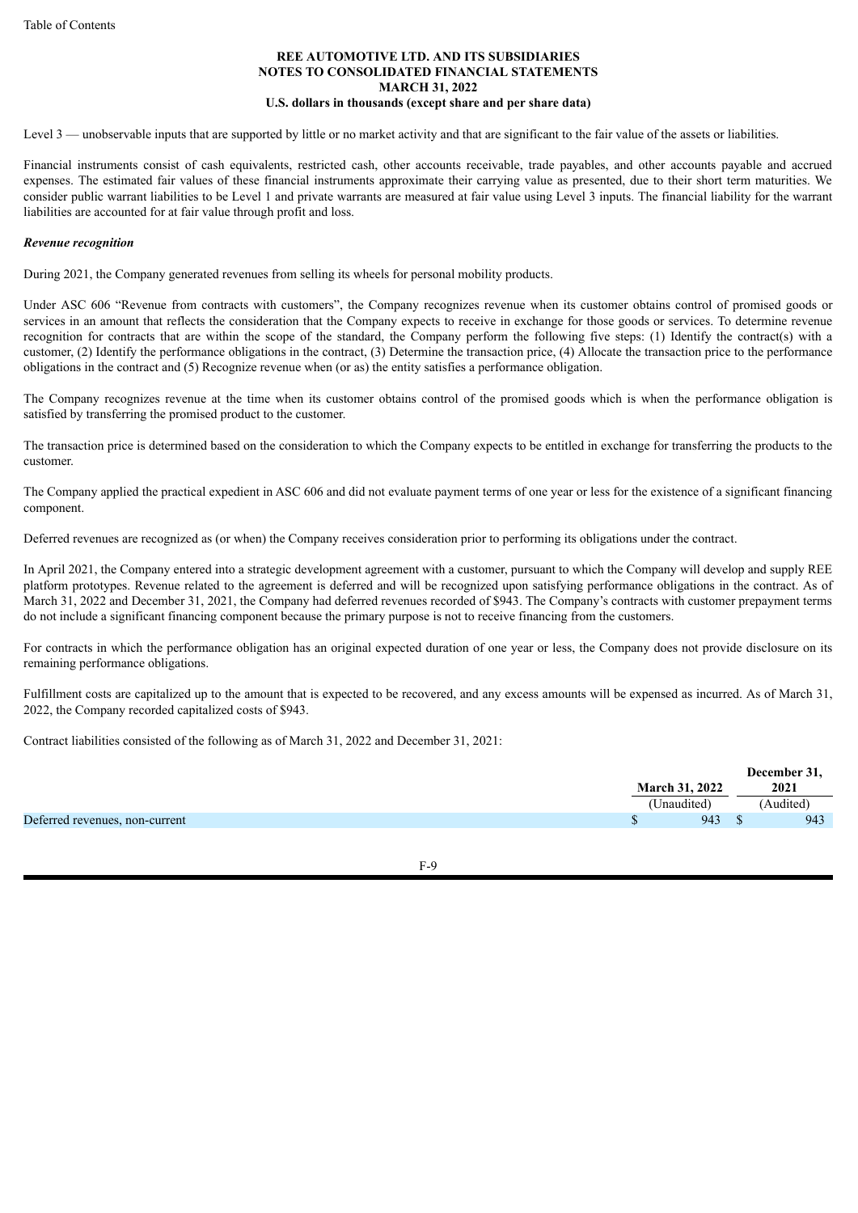Level 3 — unobservable inputs that are supported by little or no market activity and that are significant to the fair value of the assets or liabilities.

Financial instruments consist of cash equivalents, restricted cash, other accounts receivable, trade payables, and other accounts payable and accrued expenses. The estimated fair values of these financial instruments approximate their carrying value as presented, due to their short term maturities. We consider public warrant liabilities to be Level 1 and private warrants are measured at fair value using Level 3 inputs. The financial liability for the warrant liabilities are accounted for at fair value through profit and loss.

***Revenue recognition***

During 2021, the Company generated revenues from selling its wheels for personal mobility products.

Under ASC 606 "Revenue from contracts with customers", the Company recognizes revenue when its customer obtains control of promised goods or services in an amount that reflects the consideration that the Company expects to receive in exchange for those goods or services. To determine revenue recognition for contracts that are within the scope of the standard, the Company perform the following five steps: (1) Identify the contract(s) with a customer, (2) Identify the performance obligations in the contract, (3) Determine the transaction price, (4) Allocate the transaction price to the performance obligations in the contract and (5) Recognize revenue when (or as) the entity satisfies a performance obligation.

The Company recognizes revenue at the time when its customer obtains control of the promised goods which is when the performance obligation is satisfied by transferring the promised product to the customer.

The transaction price is determined based on the consideration to which the Company expects to be entitled in exchange for transferring the products to the customer.

The Company applied the practical expedient in ASC 606 and did not evaluate payment terms of one year or less for the existence of a significant financing component.

Deferred revenues are recognized as (or when) the Company receives consideration prior to performing its obligations under the contract.

In April 2021, the Company entered into a strategic development agreement with a customer, pursuant to which the Company will develop and supply REE platform prototypes. Revenue related to the agreement is deferred and will be recognized upon satisfying performance obligations in the contract. As of March 31, 2022 and December 31, 2021, the Company had deferred revenues recorded of $943. The Company's contracts with customer prepayment terms do not include a significant financing component because the primary purpose is not to receive financing from the customers.

For contracts in which the performance obligation has an original expected duration of one year or less, the Company does not provide disclosure on its remaining performance obligations.

Fulfillment costs are capitalized up to the amount that is expected to be recovered, and any excess amounts will be expensed as incurred. As of March 31, 2022, the Company recorded capitalized costs of $943.

Contract liabilities consisted of the following as of March 31, 2022 and December 31, 2021:

| | March 31, 2022 | December 31, 2021 |
|---|---|---|
| | (Unaudited) | (Audited) |
| Deferred revenues, non-current | $ 943 | $ 943 |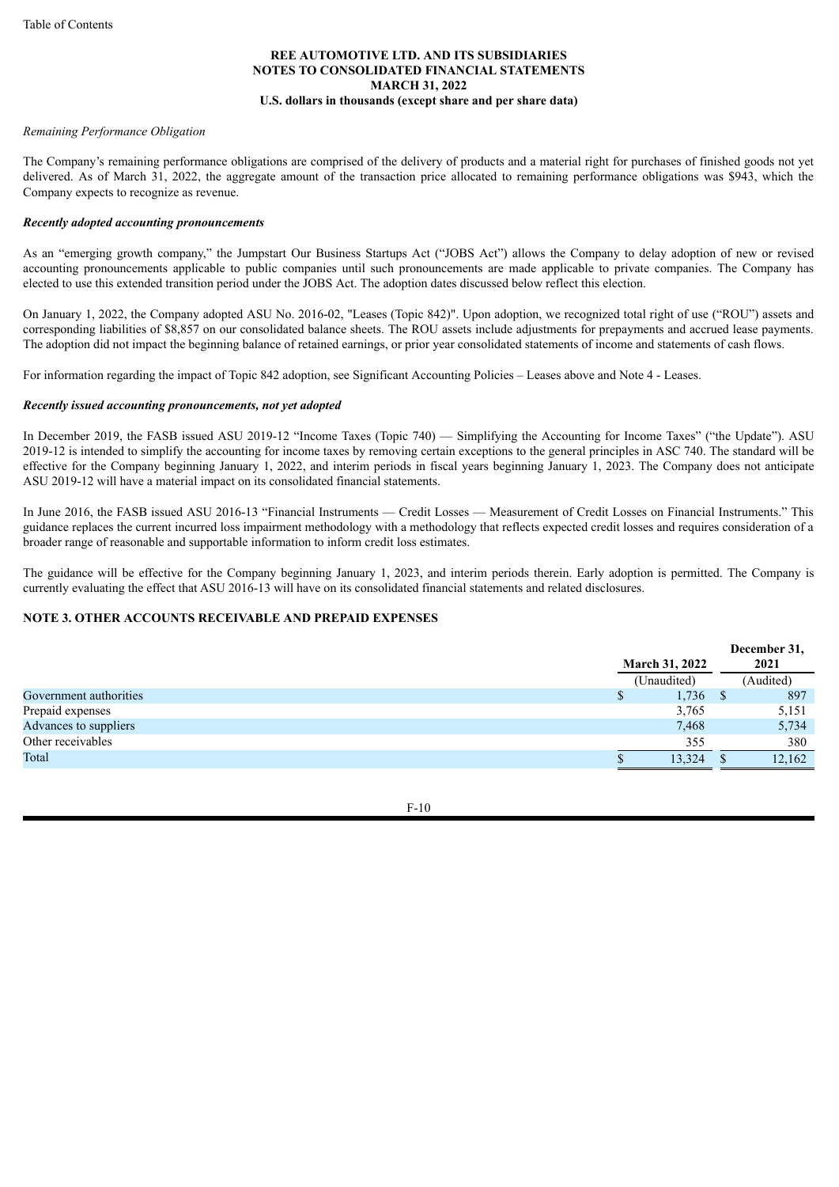**REE AUTOMOTIVE LTD. AND ITS SUBSIDIARIES**
**NOTES TO CONSOLIDATED FINANCIAL STATEMENTS**
**MARCH 31, 2022**
**U.S. dollars in thousands (except share and per share data)**

*Remaining Performance Obligation*

The Company's remaining performance obligations are comprised of the delivery of products and a material right for purchases of finished goods not yet delivered. As of March 31, 2022, the aggregate amount of the transaction price allocated to remaining performance obligations was $943, which the Company expects to recognize as revenue.

***Recently adopted accounting pronouncements***

As an "emerging growth company," the Jumpstart Our Business Startups Act ("JOBS Act") allows the Company to delay adoption of new or revised accounting pronouncements applicable to public companies until such pronouncements are made applicable to private companies. The Company has elected to use this extended transition period under the JOBS Act. The adoption dates discussed below reflect this election.

On January 1, 2022, the Company adopted ASU No. 2016-02, "Leases (Topic 842)". Upon adoption, we recognized total right of use ("ROU") assets and corresponding liabilities of $8,857 on our consolidated balance sheets. The ROU assets include adjustments for prepayments and accrued lease payments. The adoption did not impact the beginning balance of retained earnings, or prior year consolidated statements of income and statements of cash flows.

For information regarding the impact of Topic 842 adoption, see Significant Accounting Policies – Leases above and Note 4 - Leases.

***Recently issued accounting pronouncements, not yet adopted***

In December 2019, the FASB issued ASU 2019-12 "Income Taxes (Topic 740) — Simplifying the Accounting for Income Taxes" ("the Update"). ASU 2019-12 is intended to simplify the accounting for income taxes by removing certain exceptions to the general principles in ASC 740. The standard will be effective for the Company beginning January 1, 2022, and interim periods in fiscal years beginning January 1, 2023. The Company does not anticipate ASU 2019-12 will have a material impact on its consolidated financial statements.

In June 2016, the FASB issued ASU 2016-13 "Financial Instruments — Credit Losses — Measurement of Credit Losses on Financial Instruments." This guidance replaces the current incurred loss impairment methodology with a methodology that reflects expected credit losses and requires consideration of a broader range of reasonable and supportable information to inform credit loss estimates.

The guidance will be effective for the Company beginning January 1, 2023, and interim periods therein. Early adoption is permitted. The Company is currently evaluating the effect that ASU 2016-13 will have on its consolidated financial statements and related disclosures.

## NOTE 3. OTHER ACCOUNTS RECEIVABLE AND PREPAID EXPENSES

| | March 31, 2022 | December 31, 2021 |
|---|---|---|
| | (Unaudited) | (Audited) |
| Government authorities | $ 1,736 | $ 897 |
| Prepaid expenses | 3,765 | 5,151 |
| Advances to suppliers | 7,468 | 5,734 |
| Other receivables | 355 | 380 |
| Total | $ 13,324 | $ 12,162 |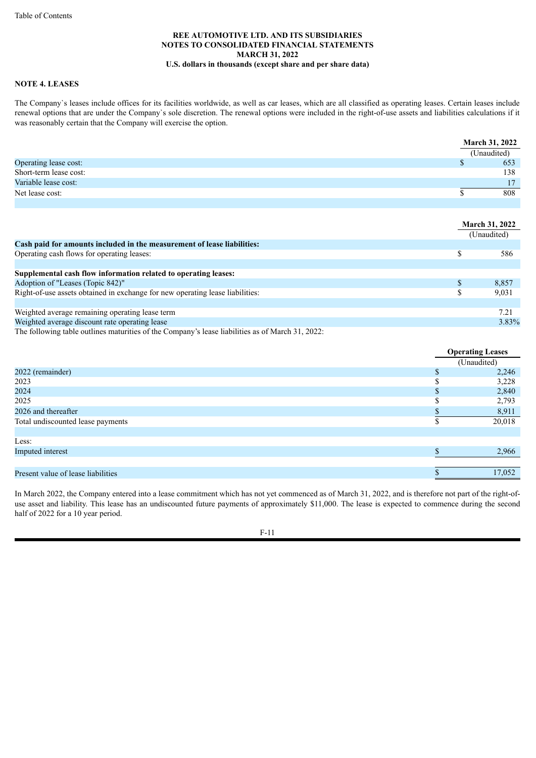REE AUTOMOTIVE LTD. AND ITS SUBSIDIARIES
NOTES TO CONSOLIDATED FINANCIAL STATEMENTS
MARCH 31, 2022
U.S. dollars in thousands (except share and per share data)

## NOTE 4. LEASES

The Company`s leases include offices for its facilities worldwide, as well as car leases, which are all classified as operating leases. Certain leases include renewal options that are under the Company`s sole discretion. The renewal options were included in the right-of-use assets and liabilities calculations if it was reasonably certain that the Company will exercise the option.

| | March 31, 2022 |
|---|---|
| | (Unaudited) |
| Operating lease cost: | $ 653 |
| Short-term lease cost: | 138 |
| Variable lease cost: | 17 |
| Net lease cost: | $ 808 |

| | March 31, 2022 |
|---|---|
| | (Unaudited) |
| **Cash paid for amounts included in the measurement of lease liabilities:** | |
| Operating cash flows for operating leases: | $ 586 |
| | |
| **Supplemental cash flow information related to operating leases:** | |
| Adoption of "Leases (Topic 842)" | $ 8,857 |
| Right-of-use assets obtained in exchange for new operating lease liabilities: | $ 9,031 |
| | |
| Weighted average remaining operating lease term | 7.21 |
| Weighted average discount rate operating lease | 3.83% |

The following table outlines maturities of the Company's lease liabilities as of March 31, 2022:

| | Operating Leases |
|---|---|
| | (Unaudited) |
| 2022 (remainder) | $ 2,246 |
| 2023 | $ 3,228 |
| 2024 | $ 2,840 |
| 2025 | $ 2,793 |
| 2026 and thereafter | $ 8,911 |
| Total undiscounted lease payments | $ 20,018 |
| | |
| Less: | |
| Imputed interest | $ 2,966 |
| | |
| Present value of lease liabilities | $ 17,052 |

In March 2022, the Company entered into a lease commitment which has not yet commenced as of March 31, 2022, and is therefore not part of the right-of-use asset and liability. This lease has an undiscounted future payments of approximately $11,000. The lease is expected to commence during the second half of 2022 for a 10 year period.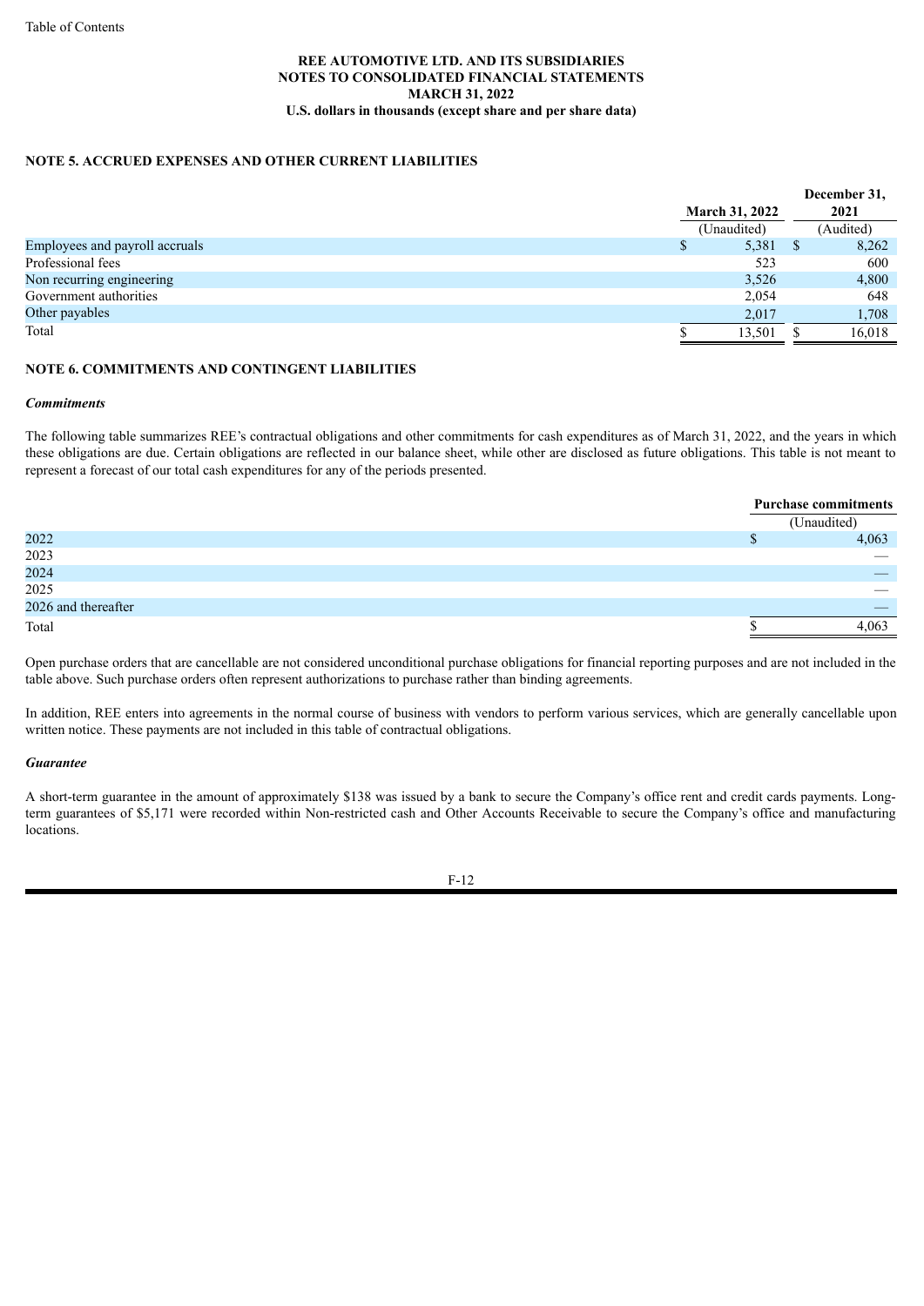**REE AUTOMOTIVE LTD. AND ITS SUBSIDIARIES**
**NOTES TO CONSOLIDATED FINANCIAL STATEMENTS**
**MARCH 31, 2022**
**U.S. dollars in thousands (except share and per share data)**

## NOTE 5. ACCRUED EXPENSES AND OTHER CURRENT LIABILITIES

| | March 31, 2022 | December 31, 2021 |
|---|---|---|
| | (Unaudited) | (Audited) |
| Employees and payroll accruals | $ 5,381 | $ 8,262 |
| Professional fees | 523 | 600 |
| Non recurring engineering | 3,526 | 4,800 |
| Government authorities | 2,054 | 648 |
| Other payables | 2,017 | 1,708 |
| Total | $ 13,501 | $ 16,018 |

## NOTE 6. COMMITMENTS AND CONTINGENT LIABILITIES

***Commitments***

The following table summarizes REE's contractual obligations and other commitments for cash expenditures as of March 31, 2022, and the years in which these obligations are due. Certain obligations are reflected in our balance sheet, while other are disclosed as future obligations. This table is not meant to represent a forecast of our total cash expenditures for any of the periods presented.

| | Purchase commitments |
|---|---|
| | (Unaudited) |
| 2022 | $ 4,063 |
| 2023 | — |
| 2024 | — |
| 2025 | — |
| 2026 and thereafter | — |
| Total | $ 4,063 |

Open purchase orders that are cancellable are not considered unconditional purchase obligations for financial reporting purposes and are not included in the table above. Such purchase orders often represent authorizations to purchase rather than binding agreements.

In addition, REE enters into agreements in the normal course of business with vendors to perform various services, which are generally cancellable upon written notice. These payments are not included in this table of contractual obligations.

***Guarantee***

A short-term guarantee in the amount of approximately $138 was issued by a bank to secure the Company's office rent and credit cards payments. Long-term guarantees of $5,171 were recorded within Non-restricted cash and Other Accounts Receivable to secure the Company's office and manufacturing locations.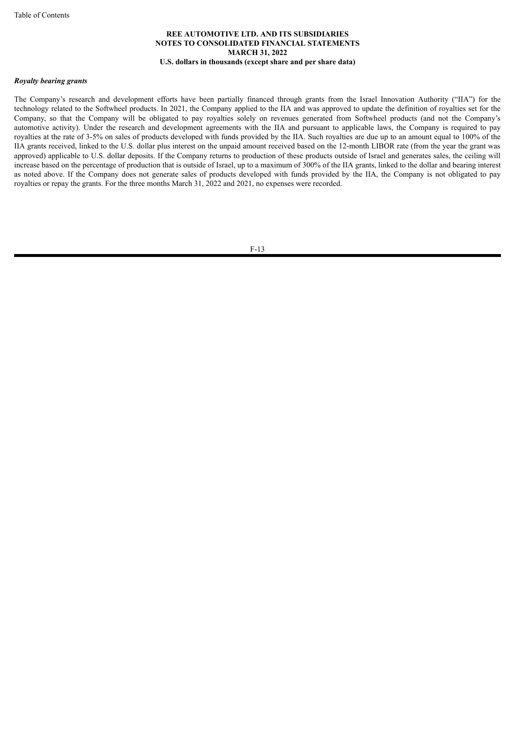### *Royalty bearing grants*

The Company's research and development efforts have been partially financed through grants from the Israel Innovation Authority ("IIA") for the technology related to the Softwheel products. In 2021, the Company applied to the IIA and was approved to update the definition of royalties set for the Company, so that the Company will be obligated to pay royalties solely on revenues generated from Softwheel products (and not the Company's automotive activity). Under the research and development agreements with the IIA and pursuant to applicable laws, the Company is required to pay royalties at the rate of 3-5% on sales of products developed with funds provided by the IIA. Such royalties are due up to an amount equal to 100% of the IIA grants received, linked to the U.S. dollar plus interest on the unpaid amount received based on the 12-month LIBOR rate (from the year the grant was approved) applicable to U.S. dollar deposits. If the Company returns to production of these products outside of Israel and generates sales, the ceiling will increase based on the percentage of production that is outside of Israel, up to a maximum of 300% of the IIA grants, linked to the dollar and bearing interest as noted above. If the Company does not generate sales of products developed with funds provided by the IIA, the Company is not obligated to pay royalties or repay the grants. For the three months March 31, 2022 and 2021, no expenses were recorded.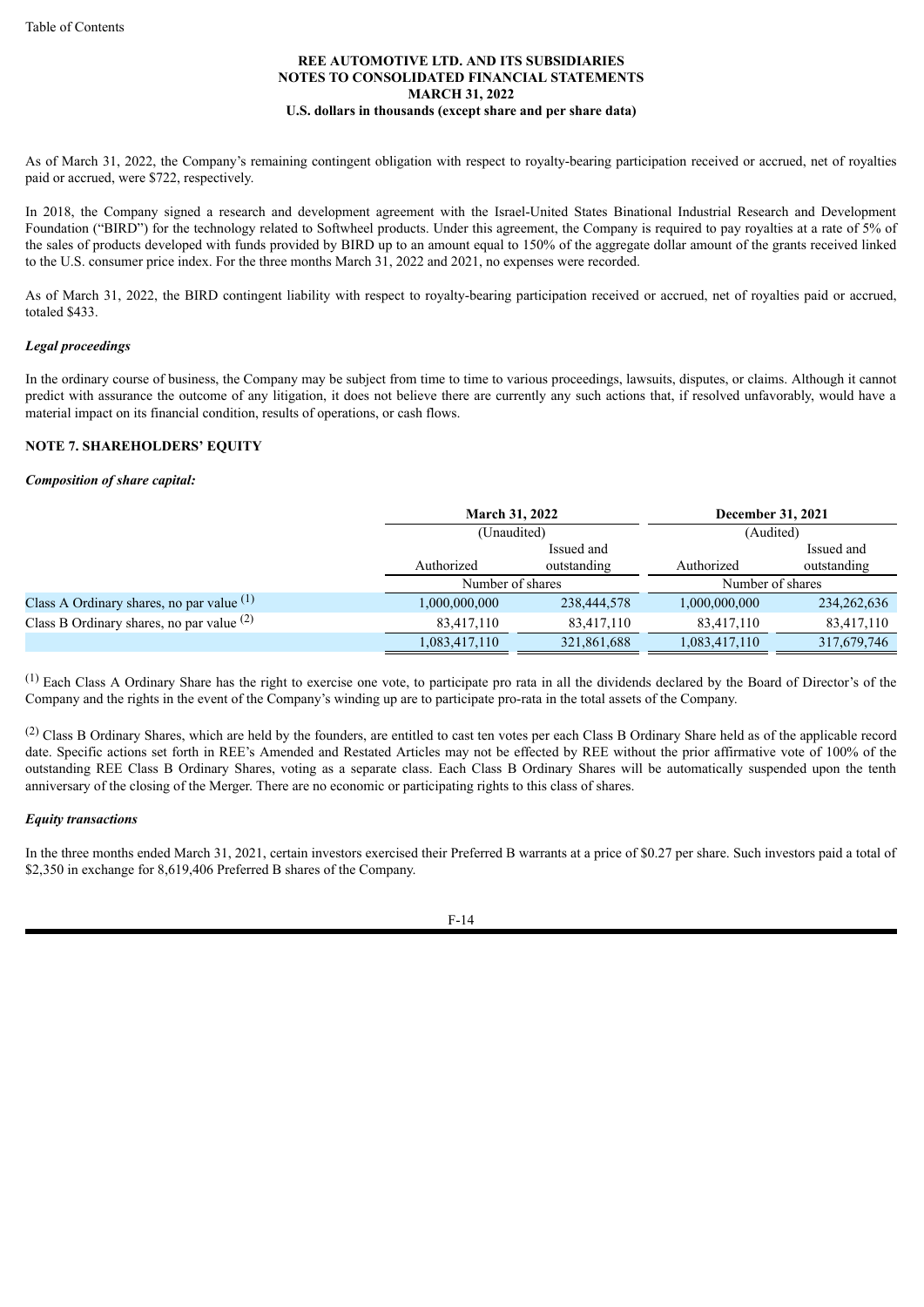REE AUTOMOTIVE LTD. AND ITS SUBSIDIARIES
NOTES TO CONSOLIDATED FINANCIAL STATEMENTS
MARCH 31, 2022
U.S. dollars in thousands (except share and per share data)

As of March 31, 2022, the Company's remaining contingent obligation with respect to royalty-bearing participation received or accrued, net of royalties paid or accrued, were $722, respectively.

In 2018, the Company signed a research and development agreement with the Israel-United States Binational Industrial Research and Development Foundation ("BIRD") for the technology related to Softwheel products. Under this agreement, the Company is required to pay royalties at a rate of 5% of the sales of products developed with funds provided by BIRD up to an amount equal to 150% of the aggregate dollar amount of the grants received linked to the U.S. consumer price index. For the three months March 31, 2022 and 2021, no expenses were recorded.

As of March 31, 2022, the BIRD contingent liability with respect to royalty-bearing participation received or accrued, net of royalties paid or accrued, totaled $433.

### *Legal proceedings*

In the ordinary course of business, the Company may be subject from time to time to various proceedings, lawsuits, disputes, or claims. Although it cannot predict with assurance the outcome of any litigation, it does not believe there are currently any such actions that, if resolved unfavorably, would have a material impact on its financial condition, results of operations, or cash flows.

## NOTE 7. SHAREHOLDERS' EQUITY

### *Composition of share capital:*

| | March 31, 2022 | | December 31, 2021 | |
|---|---|---|---|---|
| | (Unaudited) | | (Audited) | |
| | Authorized | Issued and outstanding | Authorized | Issued and outstanding |
| | Number of shares | | Number of shares | |
| Class A Ordinary shares, no par value (1) | 1,000,000,000 | 238,444,578 | 1,000,000,000 | 234,262,636 |
| Class B Ordinary shares, no par value (2) | 83,417,110 | 83,417,110 | 83,417,110 | 83,417,110 |
| | 1,083,417,110 | 321,861,688 | 1,083,417,110 | 317,679,746 |

(1) Each Class A Ordinary Share has the right to exercise one vote, to participate pro rata in all the dividends declared by the Board of Director's of the Company and the rights in the event of the Company's winding up are to participate pro-rata in the total assets of the Company.

(2) Class B Ordinary Shares, which are held by the founders, are entitled to cast ten votes per each Class B Ordinary Share held as of the applicable record date. Specific actions set forth in REE's Amended and Restated Articles may not be effected by REE without the prior affirmative vote of 100% of the outstanding REE Class B Ordinary Shares, voting as a separate class. Each Class B Ordinary Shares will be automatically suspended upon the tenth anniversary of the closing of the Merger. There are no economic or participating rights to this class of shares.

### *Equity transactions*

In the three months ended March 31, 2021, certain investors exercised their Preferred B warrants at a price of $0.27 per share. Such investors paid a total of $2,350 in exchange for 8,619,406 Preferred B shares of the Company.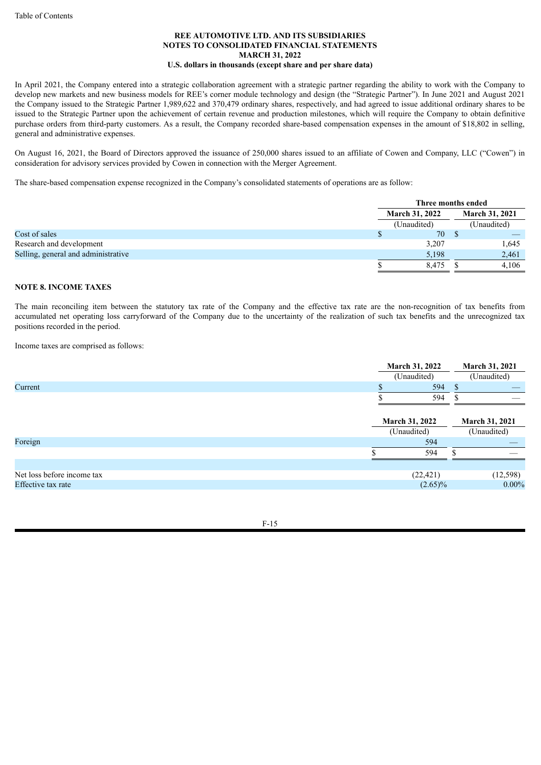**REE AUTOMOTIVE LTD. AND ITS SUBSIDIARIES**
**NOTES TO CONSOLIDATED FINANCIAL STATEMENTS**
**MARCH 31, 2022**
**U.S. dollars in thousands (except share and per share data)**

In April 2021, the Company entered into a strategic collaboration agreement with a strategic partner regarding the ability to work with the Company to develop new markets and new business models for REE's corner module technology and design (the "Strategic Partner"). In June 2021 and August 2021 the Company issued to the Strategic Partner 1,989,622 and 370,479 ordinary shares, respectively, and had agreed to issue additional ordinary shares to be issued to the Strategic Partner upon the achievement of certain revenue and production milestones, which will require the Company to obtain definitive purchase orders from third-party customers. As a result, the Company recorded share-based compensation expenses in the amount of $18,802 in selling, general and administrative expenses.

On August 16, 2021, the Board of Directors approved the issuance of 250,000 shares issued to an affiliate of Cowen and Company, LLC ("Cowen") in consideration for advisory services provided by Cowen in connection with the Merger Agreement.

The share-based compensation expense recognized in the Company's consolidated statements of operations are as follow:

| | Three months ended | |
|---|---|---|
| | March 31, 2022 | March 31, 2021 |
| | (Unaudited) | (Unaudited) |
| Cost of sales | $ 70 | $ — |
| Research and development | 3,207 | 1,645 |
| Selling, general and administrative | 5,198 | 2,461 |
| | $ 8,475 | $ 4,106 |

## NOTE 8. INCOME TAXES

The main reconciling item between the statutory tax rate of the Company and the effective tax rate are the non-recognition of tax benefits from accumulated net operating loss carryforward of the Company due to the uncertainty of the realization of such tax benefits and the unrecognized tax positions recorded in the period.

Income taxes are comprised as follows:

| | March 31, 2022 | March 31, 2021 |
|---|---|---|
| | (Unaudited) | (Unaudited) |
| Current | $ 594 | $ — |
| | $ 594 | $ — |

| | March 31, 2022 | March 31, 2021 |
|---|---|---|
| | (Unaudited) | (Unaudited) |
| Foreign | 594 | — |
| | $ 594 | $ — |
| | | |
| Net loss before income tax | (22,421) | (12,598) |
| Effective tax rate | (2.65)% | 0.00% |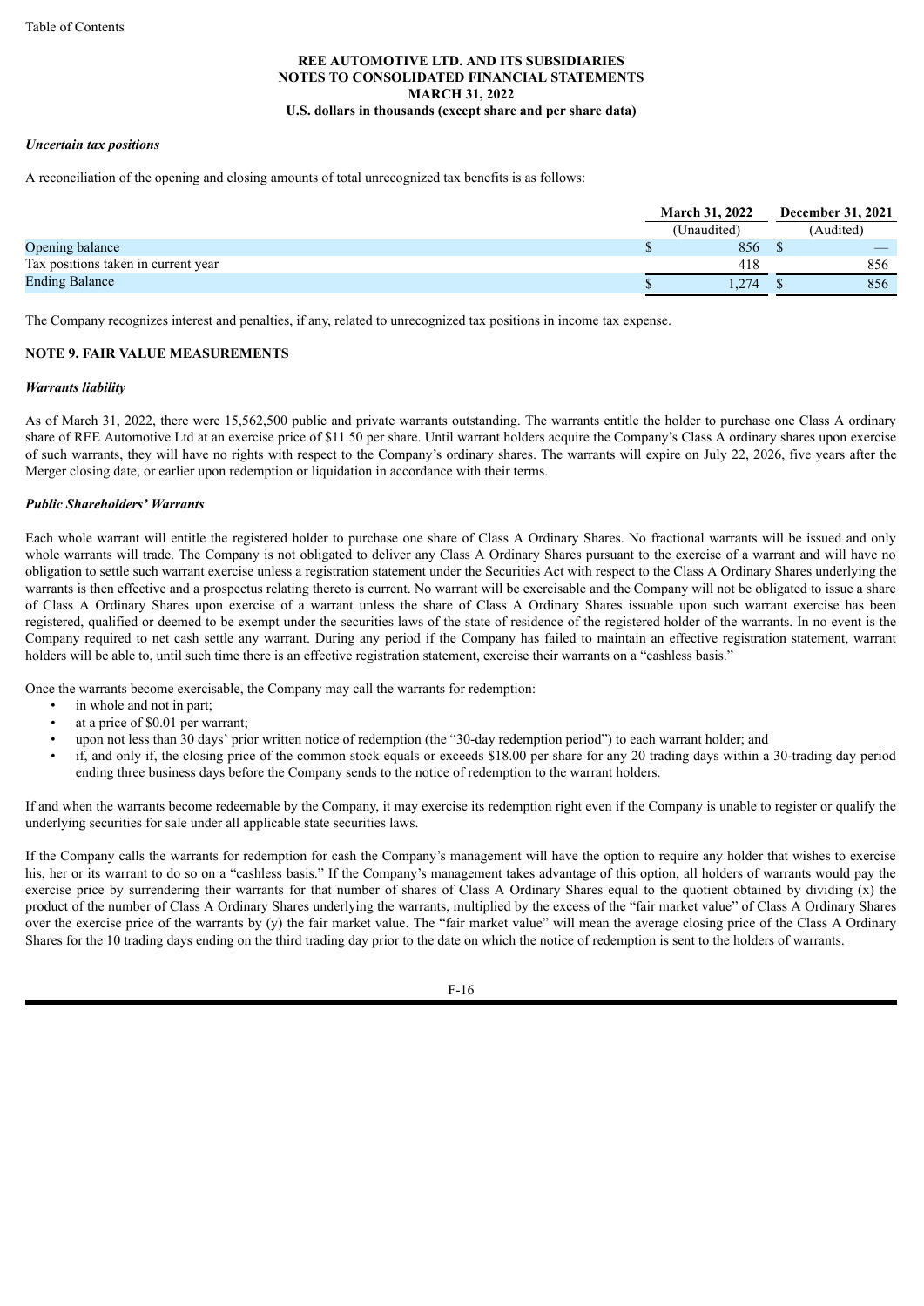REE AUTOMOTIVE LTD. AND ITS SUBSIDIARIES
NOTES TO CONSOLIDATED FINANCIAL STATEMENTS
MARCH 31, 2022
U.S. dollars in thousands (except share and per share data)

***Uncertain tax positions***

A reconciliation of the opening and closing amounts of total unrecognized tax benefits is as follows:

| | March 31, 2022 | December 31, 2021 |
|---|---|---|
| | (Unaudited) | (Audited) |
| Opening balance | $ 856 | $ — |
| Tax positions taken in current year | 418 | 856 |
| Ending Balance | $ 1,274 | $ 856 |

The Company recognizes interest and penalties, if any, related to unrecognized tax positions in income tax expense.

## NOTE 9. FAIR VALUE MEASUREMENTS

***Warrants liability***

As of March 31, 2022, there were 15,562,500 public and private warrants outstanding. The warrants entitle the holder to purchase one Class A ordinary share of REE Automotive Ltd at an exercise price of $11.50 per share. Until warrant holders acquire the Company's Class A ordinary shares upon exercise of such warrants, they will have no rights with respect to the Company's ordinary shares. The warrants will expire on July 22, 2026, five years after the Merger closing date, or earlier upon redemption or liquidation in accordance with their terms.

***Public Shareholders' Warrants***

Each whole warrant will entitle the registered holder to purchase one share of Class A Ordinary Shares. No fractional warrants will be issued and only whole warrants will trade. The Company is not obligated to deliver any Class A Ordinary Shares pursuant to the exercise of a warrant and will have no obligation to settle such warrant exercise unless a registration statement under the Securities Act with respect to the Class A Ordinary Shares underlying the warrants is then effective and a prospectus relating thereto is current. No warrant will be exercisable and the Company will not be obligated to issue a share of Class A Ordinary Shares upon exercise of a warrant unless the share of Class A Ordinary Shares issuable upon such warrant exercise has been registered, qualified or deemed to be exempt under the securities laws of the state of residence of the registered holder of the warrants. In no event is the Company required to net cash settle any warrant. During any period if the Company has failed to maintain an effective registration statement, warrant holders will be able to, until such time there is an effective registration statement, exercise their warrants on a "cashless basis."

Once the warrants become exercisable, the Company may call the warrants for redemption:

- in whole and not in part;
- at a price of $0.01 per warrant;
- upon not less than 30 days' prior written notice of redemption (the "30-day redemption period") to each warrant holder; and
- if, and only if, the closing price of the common stock equals or exceeds $18.00 per share for any 20 trading days within a 30-trading day period ending three business days before the Company sends to the notice of redemption to the warrant holders.

If and when the warrants become redeemable by the Company, it may exercise its redemption right even if the Company is unable to register or qualify the underlying securities for sale under all applicable state securities laws.

If the Company calls the warrants for redemption for cash the Company's management will have the option to require any holder that wishes to exercise his, her or its warrant to do so on a "cashless basis." If the Company's management takes advantage of this option, all holders of warrants would pay the exercise price by surrendering their warrants for that number of shares of Class A Ordinary Shares equal to the quotient obtained by dividing (x) the product of the number of Class A Ordinary Shares underlying the warrants, multiplied by the excess of the "fair market value" of Class A Ordinary Shares over the exercise price of the warrants by (y) the fair market value. The "fair market value" will mean the average closing price of the Class A Ordinary Shares for the 10 trading days ending on the third trading day prior to the date on which the notice of redemption is sent to the holders of warrants.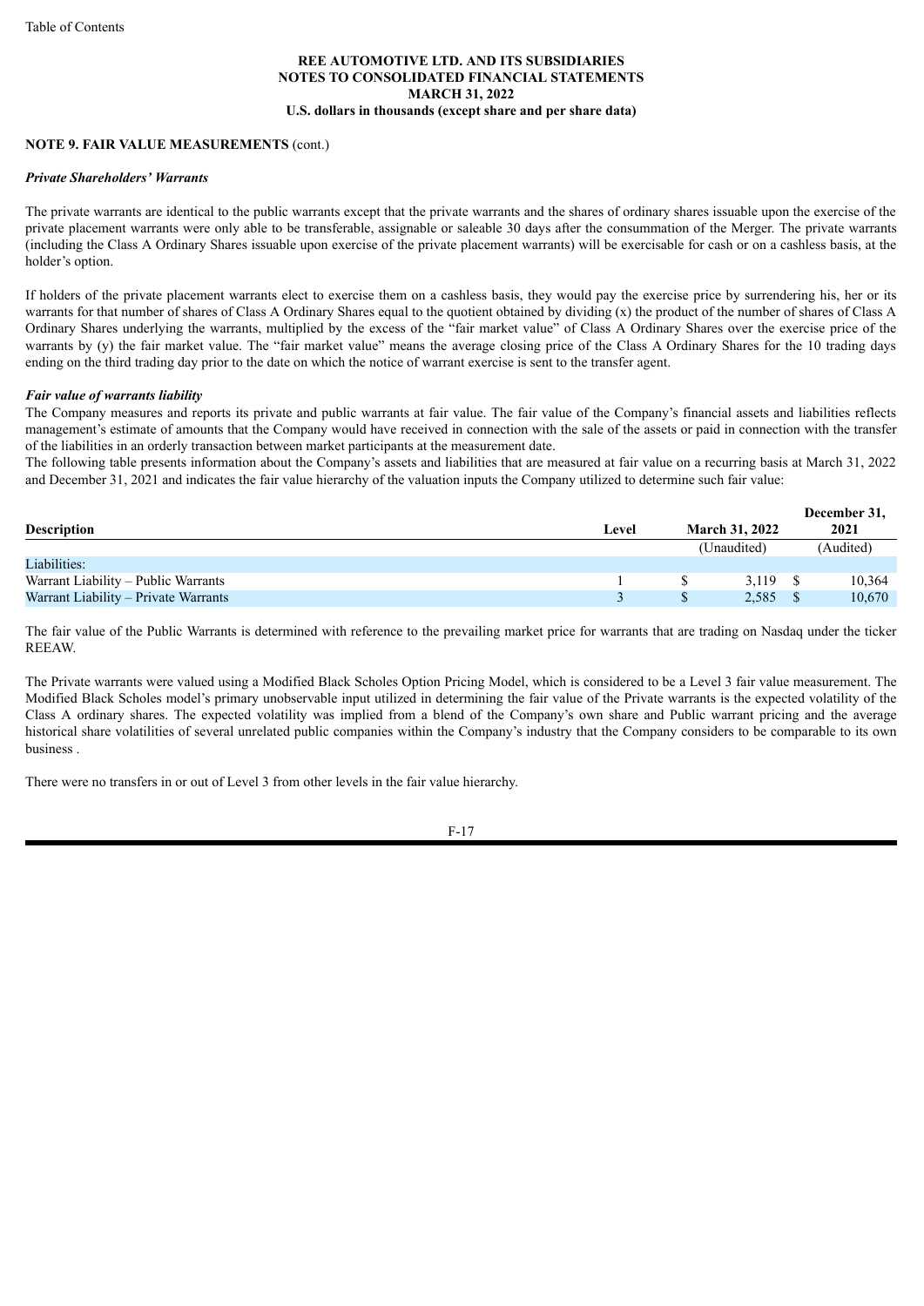**REE AUTOMOTIVE LTD. AND ITS SUBSIDIARIES**
**NOTES TO CONSOLIDATED FINANCIAL STATEMENTS**
**MARCH 31, 2022**
**U.S. dollars in thousands (except share and per share data)**

**NOTE 9. FAIR VALUE MEASUREMENTS** (cont.)

***Private Shareholders' Warrants***

The private warrants are identical to the public warrants except that the private warrants and the shares of ordinary shares issuable upon the exercise of the private placement warrants were only able to be transferable, assignable or saleable 30 days after the consummation of the Merger. The private warrants (including the Class A Ordinary Shares issuable upon exercise of the private placement warrants) will be exercisable for cash or on a cashless basis, at the holder's option.

If holders of the private placement warrants elect to exercise them on a cashless basis, they would pay the exercise price by surrendering his, her or its warrants for that number of shares of Class A Ordinary Shares equal to the quotient obtained by dividing (x) the product of the number of shares of Class A Ordinary Shares underlying the warrants, multiplied by the excess of the "fair market value" of Class A Ordinary Shares over the exercise price of the warrants by (y) the fair market value. The "fair market value" means the average closing price of the Class A Ordinary Shares for the 10 trading days ending on the third trading day prior to the date on which the notice of warrant exercise is sent to the transfer agent.

***Fair value of warrants liability***

The Company measures and reports its private and public warrants at fair value. The fair value of the Company's financial assets and liabilities reflects management's estimate of amounts that the Company would have received in connection with the sale of the assets or paid in connection with the transfer of the liabilities in an orderly transaction between market participants at the measurement date.

The following table presents information about the Company's assets and liabilities that are measured at fair value on a recurring basis at March 31, 2022 and December 31, 2021 and indicates the fair value hierarchy of the valuation inputs the Company utilized to determine such fair value:

| Description | Level | March 31, 2022 | December 31, 2021 |
|---|---|---|---|
| | | (Unaudited) | (Audited) |
| Liabilities: | | | |
| Warrant Liability – Public Warrants | 1 | $ 3,119 | $ 10,364 |
| Warrant Liability – Private Warrants | 3 | $ 2,585 | $ 10,670 |

The fair value of the Public Warrants is determined with reference to the prevailing market price for warrants that are trading on Nasdaq under the ticker REEAW.

The Private warrants were valued using a Modified Black Scholes Option Pricing Model, which is considered to be a Level 3 fair value measurement. The Modified Black Scholes model's primary unobservable input utilized in determining the fair value of the Private warrants is the expected volatility of the Class A ordinary shares. The expected volatility was implied from a blend of the Company's own share and Public warrant pricing and the average historical share volatilities of several unrelated public companies within the Company's industry that the Company considers to be comparable to its own business .

There were no transfers in or out of Level 3 from other levels in the fair value hierarchy.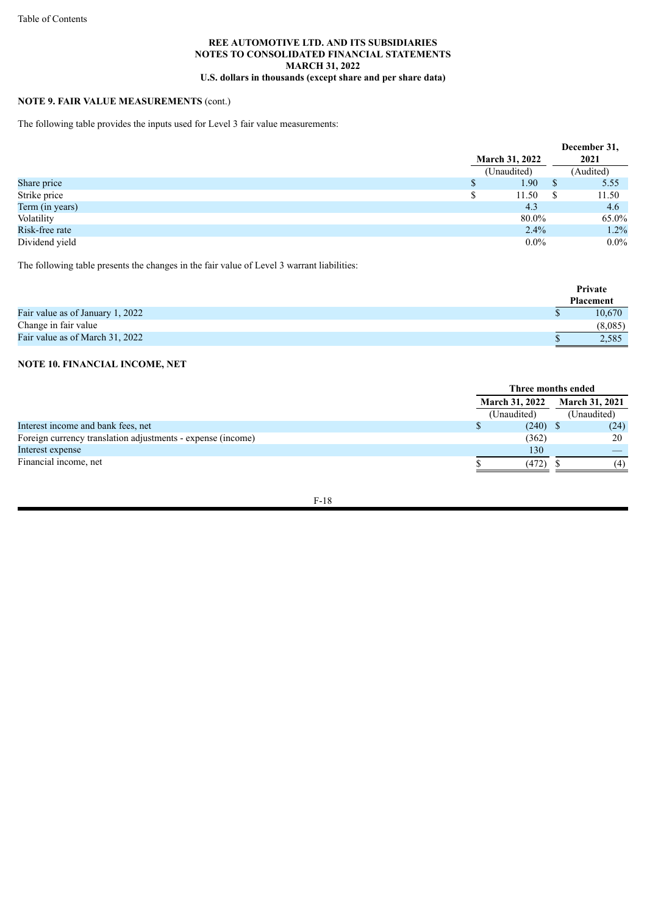REE AUTOMOTIVE LTD. AND ITS SUBSIDIARIES
NOTES TO CONSOLIDATED FINANCIAL STATEMENTS
MARCH 31, 2022
U.S. dollars in thousands (except share and per share data)

**NOTE 9. FAIR VALUE MEASUREMENTS** (cont.)

The following table provides the inputs used for Level 3 fair value measurements:

| | March 31, 2022 | December 31, 2021 |
|---|---|---|
| | (Unaudited) | (Audited) |
| Share price | $ 1.90 | $ 5.55 |
| Strike price | $ 11.50 | $ 11.50 |
| Term (in years) | 4.3 | 4.6 |
| Volatility | 80.0% | 65.0% |
| Risk-free rate | 2.4% | 1.2% |
| Dividend yield | 0.0% | 0.0% |

The following table presents the changes in the fair value of Level 3 warrant liabilities:

| | Private Placement |
|---|---|
| Fair value as of January 1, 2022 | $ 10,670 |
| Change in fair value | (8,085) |
| Fair value as of March 31, 2022 | $ 2,585 |

## NOTE 10. FINANCIAL INCOME, NET

| | Three months ended | |
|---|---|---|
| | March 31, 2022 | March 31, 2021 |
| | (Unaudited) | (Unaudited) |
| Interest income and bank fees, net | $ (240) | $ (24) |
| Foreign currency translation adjustments - expense (income) | (362) | 20 |
| Interest expense | 130 | — |
| Financial income, net | $ (472) | $ (4) |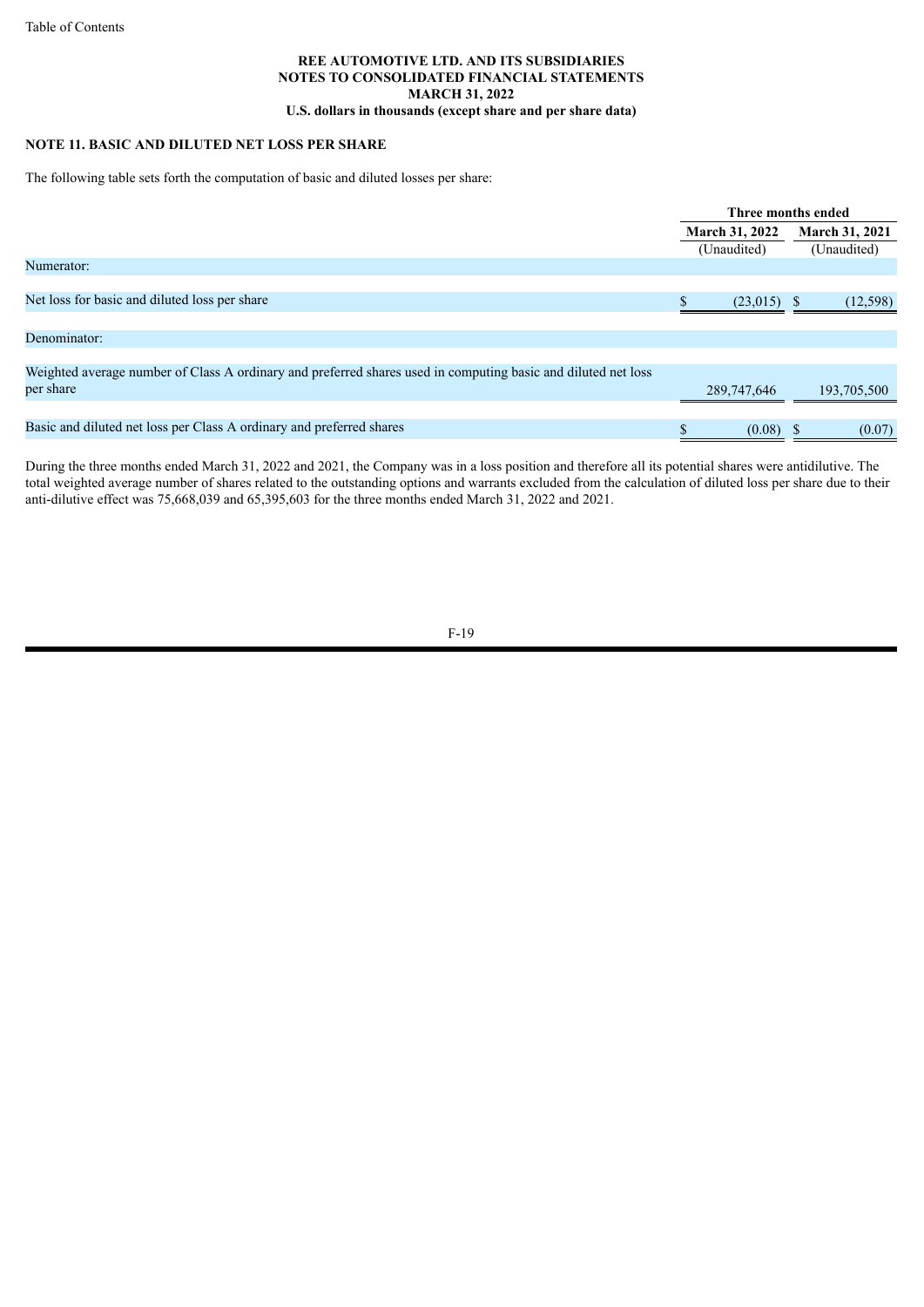REE AUTOMOTIVE LTD. AND ITS SUBSIDIARIES
NOTES TO CONSOLIDATED FINANCIAL STATEMENTS
MARCH 31, 2022
U.S. dollars in thousands (except share and per share data)

## NOTE 11. BASIC AND DILUTED NET LOSS PER SHARE

The following table sets forth the computation of basic and diluted losses per share:

| | Three months ended | |
|---|---|---|
| | **March 31, 2022** (Unaudited) | **March 31, 2021** (Unaudited) |
| Numerator: | | |
| Net loss for basic and diluted loss per share | $ (23,015) | $ (12,598) |
| Denominator: | | |
| Weighted average number of Class A ordinary and preferred shares used in computing basic and diluted net loss per share | 289,747,646 | 193,705,500 |
| Basic and diluted net loss per Class A ordinary and preferred shares | $ (0.08) | $ (0.07) |

During the three months ended March 31, 2022 and 2021, the Company was in a loss position and therefore all its potential shares were antidilutive. The total weighted average number of shares related to the outstanding options and warrants excluded from the calculation of diluted loss per share due to their anti-dilutive effect was 75,668,039 and 65,395,603 for the three months ended March 31, 2022 and 2021.